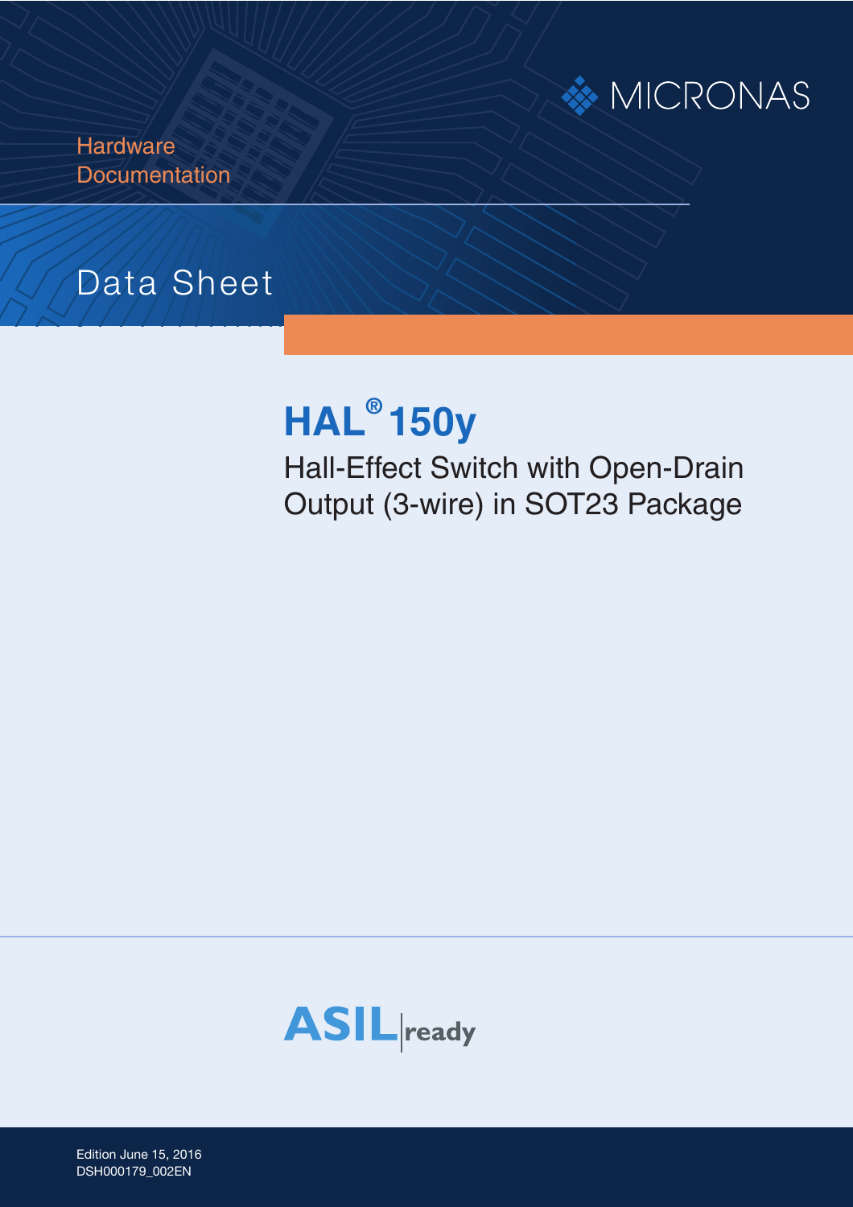MICRONAS

Hardware Documentation

# Data Sheet

# HAL® 150y

## Hall-Effect Switch with Open-Drain Output (3-wire) in SOT23 Package

ASIL ready

Edition June 15, 2016
DSH000179_002EN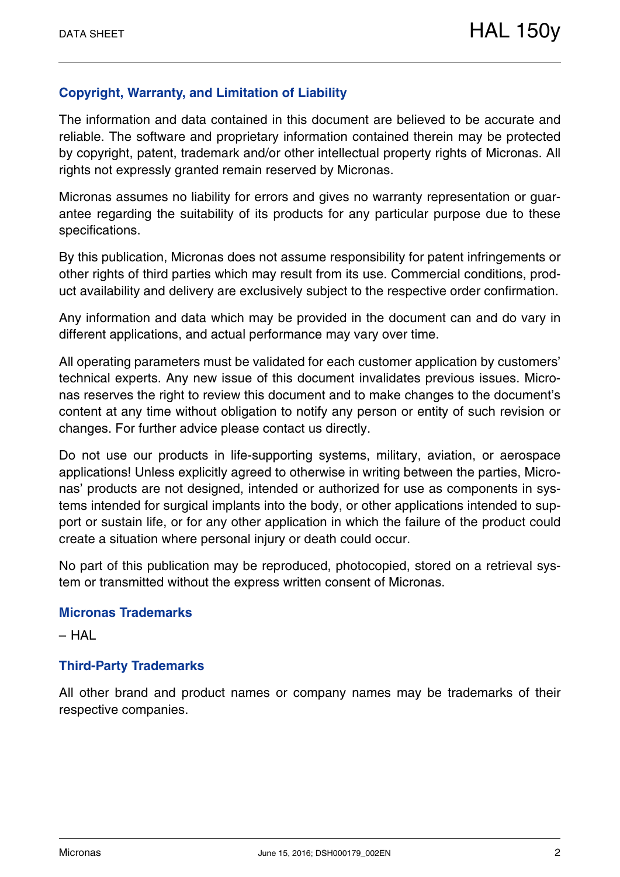## Copyright, Warranty, and Limitation of Liability

The information and data contained in this document are believed to be accurate and reliable. The software and proprietary information contained therein may be protected by copyright, patent, trademark and/or other intellectual property rights of Micronas. All rights not expressly granted remain reserved by Micronas.

Micronas assumes no liability for errors and gives no warranty representation or guarantee regarding the suitability of its products for any particular purpose due to these specifications.

By this publication, Micronas does not assume responsibility for patent infringements or other rights of third parties which may result from its use. Commercial conditions, product availability and delivery are exclusively subject to the respective order confirmation.

Any information and data which may be provided in the document can and do vary in different applications, and actual performance may vary over time.

All operating parameters must be validated for each customer application by customers' technical experts. Any new issue of this document invalidates previous issues. Micronas reserves the right to review this document and to make changes to the document's content at any time without obligation to notify any person or entity of such revision or changes. For further advice please contact us directly.

Do not use our products in life-supporting systems, military, aviation, or aerospace applications! Unless explicitly agreed to otherwise in writing between the parties, Micronas' products are not designed, intended or authorized for use as components in systems intended for surgical implants into the body, or other applications intended to support or sustain life, or for any other application in which the failure of the product could create a situation where personal injury or death could occur.

No part of this publication may be reproduced, photocopied, stored on a retrieval system or transmitted without the express written consent of Micronas.

## Micronas Trademarks

– HAL

## Third-Party Trademarks

All other brand and product names or company names may be trademarks of their respective companies.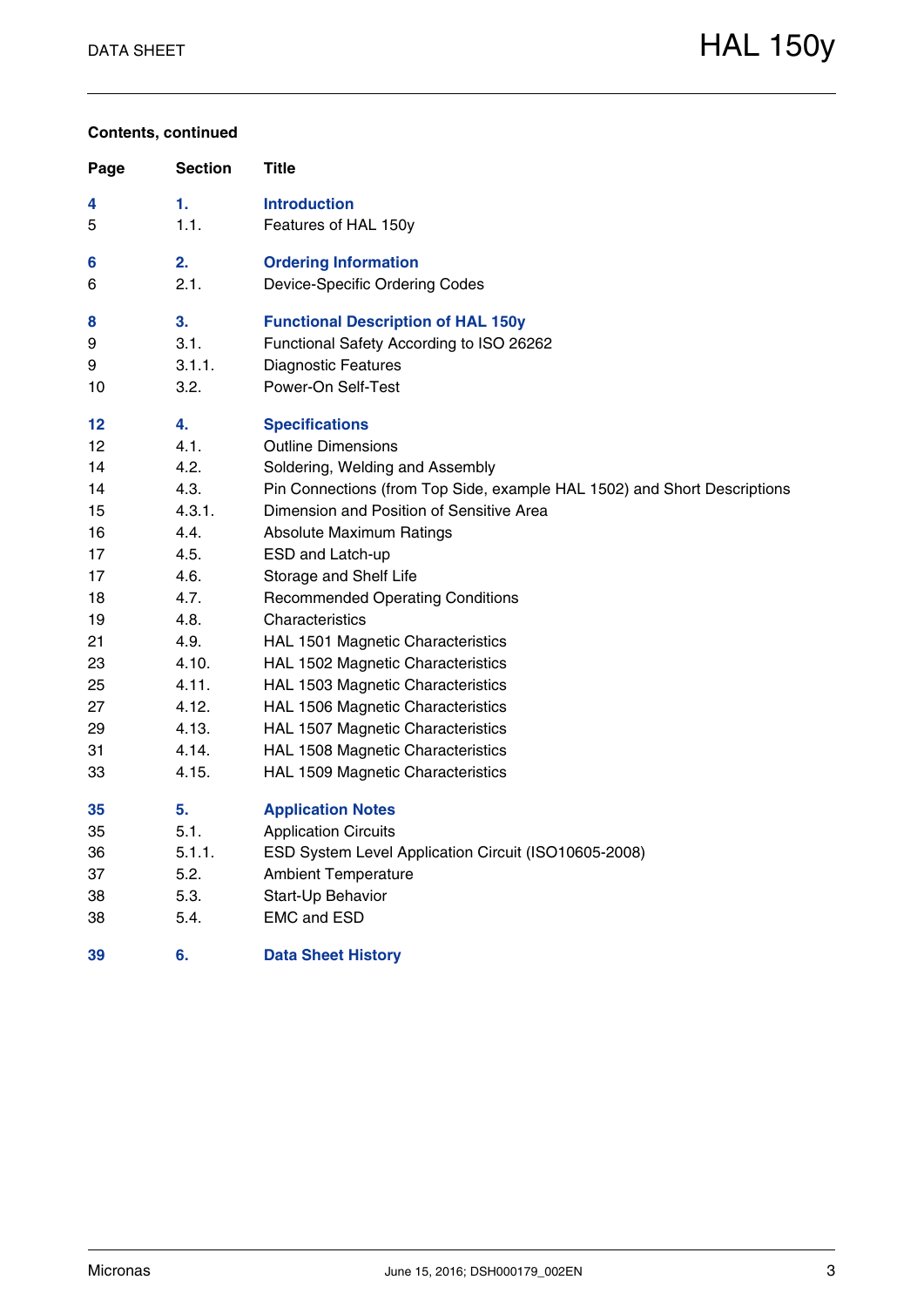**Contents, continued**

| Page | Section | Title |
|---|---|---|
| **4** | **1.** | **Introduction** |
| 5 | 1.1. | Features of HAL 150y |
| **6** | **2.** | **Ordering Information** |
| 6 | 2.1. | Device-Specific Ordering Codes |
| **8** | **3.** | **Functional Description of HAL 150y** |
| 9 | 3.1. | Functional Safety According to ISO 26262 |
| 9 | 3.1.1. | Diagnostic Features |
| 10 | 3.2. | Power-On Self-Test |
| **12** | **4.** | **Specifications** |
| 12 | 4.1. | Outline Dimensions |
| 14 | 4.2. | Soldering, Welding and Assembly |
| 14 | 4.3. | Pin Connections (from Top Side, example HAL 1502) and Short Descriptions |
| 15 | 4.3.1. | Dimension and Position of Sensitive Area |
| 16 | 4.4. | Absolute Maximum Ratings |
| 17 | 4.5. | ESD and Latch-up |
| 17 | 4.6. | Storage and Shelf Life |
| 18 | 4.7. | Recommended Operating Conditions |
| 19 | 4.8. | Characteristics |
| 21 | 4.9. | HAL 1501 Magnetic Characteristics |
| 23 | 4.10. | HAL 1502 Magnetic Characteristics |
| 25 | 4.11. | HAL 1503 Magnetic Characteristics |
| 27 | 4.12. | HAL 1506 Magnetic Characteristics |
| 29 | 4.13. | HAL 1507 Magnetic Characteristics |
| 31 | 4.14. | HAL 1508 Magnetic Characteristics |
| 33 | 4.15. | HAL 1509 Magnetic Characteristics |
| **35** | **5.** | **Application Notes** |
| 35 | 5.1. | Application Circuits |
| 36 | 5.1.1. | ESD System Level Application Circuit (ISO10605-2008) |
| 37 | 5.2. | Ambient Temperature |
| 38 | 5.3. | Start-Up Behavior |
| 38 | 5.4. | EMC and ESD |
| **39** | **6.** | **Data Sheet History** |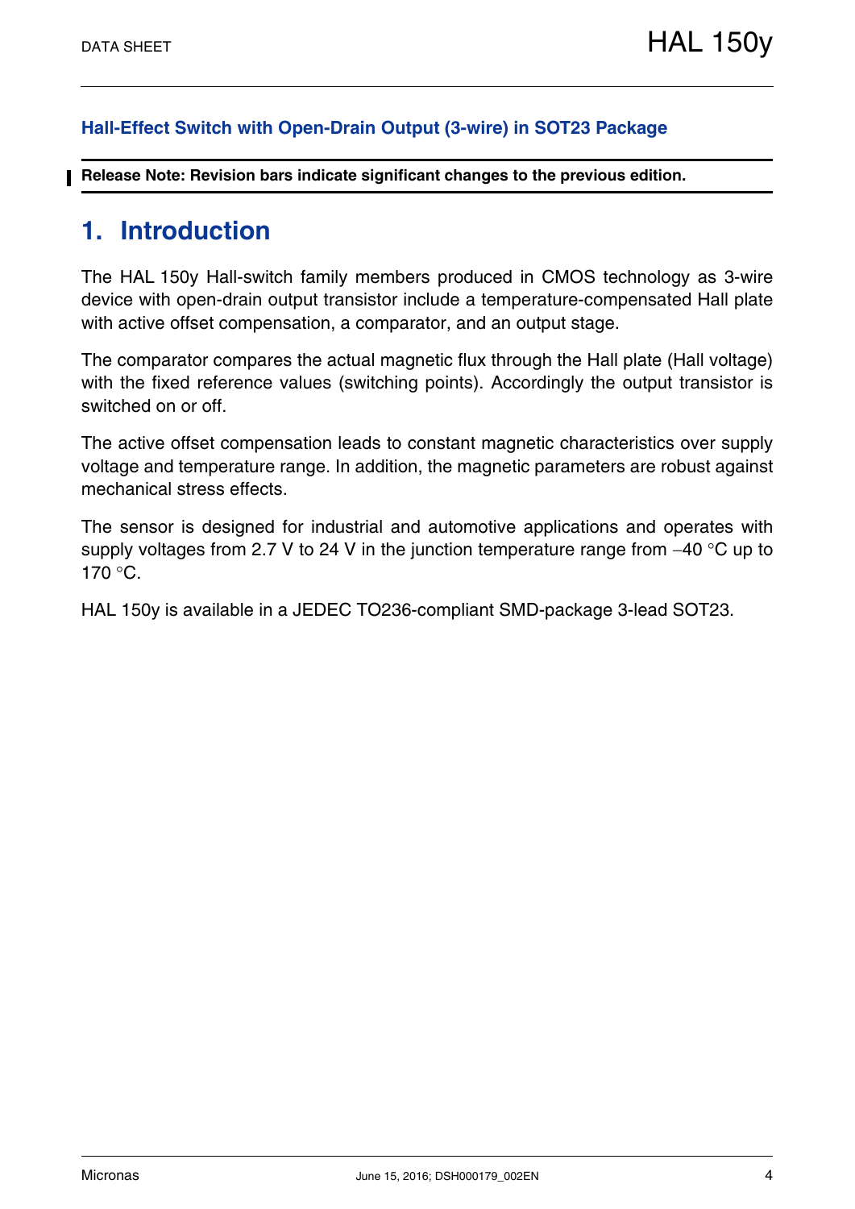**Hall-Effect Switch with Open-Drain Output (3-wire) in SOT23 Package**

**Release Note: Revision bars indicate significant changes to the previous edition.**

# 1. Introduction

The HAL 150y Hall-switch family members produced in CMOS technology as 3-wire device with open-drain output transistor include a temperature-compensated Hall plate with active offset compensation, a comparator, and an output stage.

The comparator compares the actual magnetic flux through the Hall plate (Hall voltage) with the fixed reference values (switching points). Accordingly the output transistor is switched on or off.

The active offset compensation leads to constant magnetic characteristics over supply voltage and temperature range. In addition, the magnetic parameters are robust against mechanical stress effects.

The sensor is designed for industrial and automotive applications and operates with supply voltages from 2.7 V to 24 V in the junction temperature range from –40 °C up to 170 °C.

HAL 150y is available in a JEDEC TO236-compliant SMD-package 3-lead SOT23.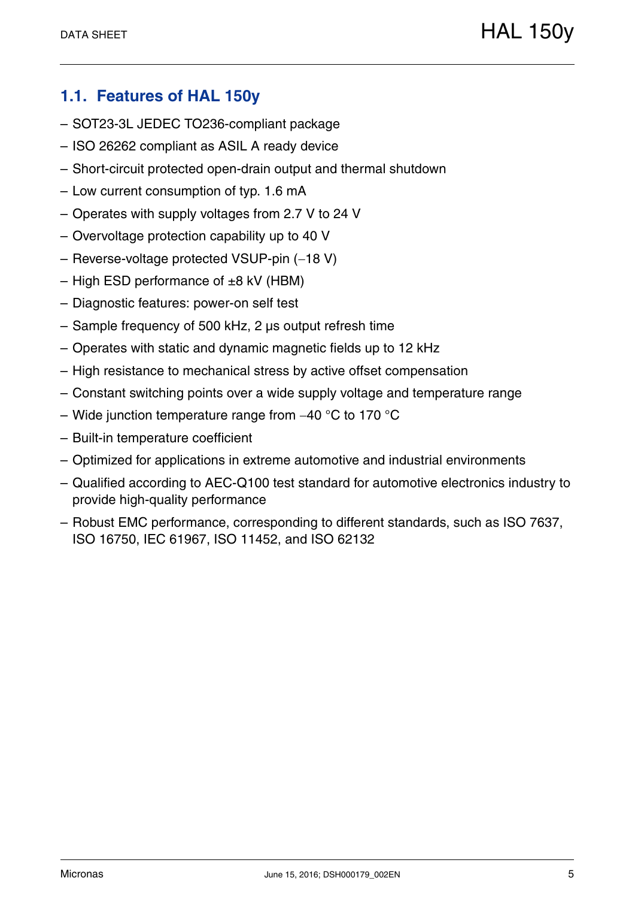## 1.1. Features of HAL 150y

- SOT23-3L JEDEC TO236-compliant package
- ISO 26262 compliant as ASIL A ready device
- Short-circuit protected open-drain output and thermal shutdown
- Low current consumption of typ. 1.6 mA
- Operates with supply voltages from 2.7 V to 24 V
- Overvoltage protection capability up to 40 V
- Reverse-voltage protected VSUP-pin (−18 V)
- High ESD performance of ±8 kV (HBM)
- Diagnostic features: power-on self test
- Sample frequency of 500 kHz, 2 µs output refresh time
- Operates with static and dynamic magnetic fields up to 12 kHz
- High resistance to mechanical stress by active offset compensation
- Constant switching points over a wide supply voltage and temperature range
- Wide junction temperature range from −40 °C to 170 °C
- Built-in temperature coefficient
- Optimized for applications in extreme automotive and industrial environments
- Qualified according to AEC-Q100 test standard for automotive electronics industry to provide high-quality performance
- Robust EMC performance, corresponding to different standards, such as ISO 7637, ISO 16750, IEC 61967, ISO 11452, and ISO 62132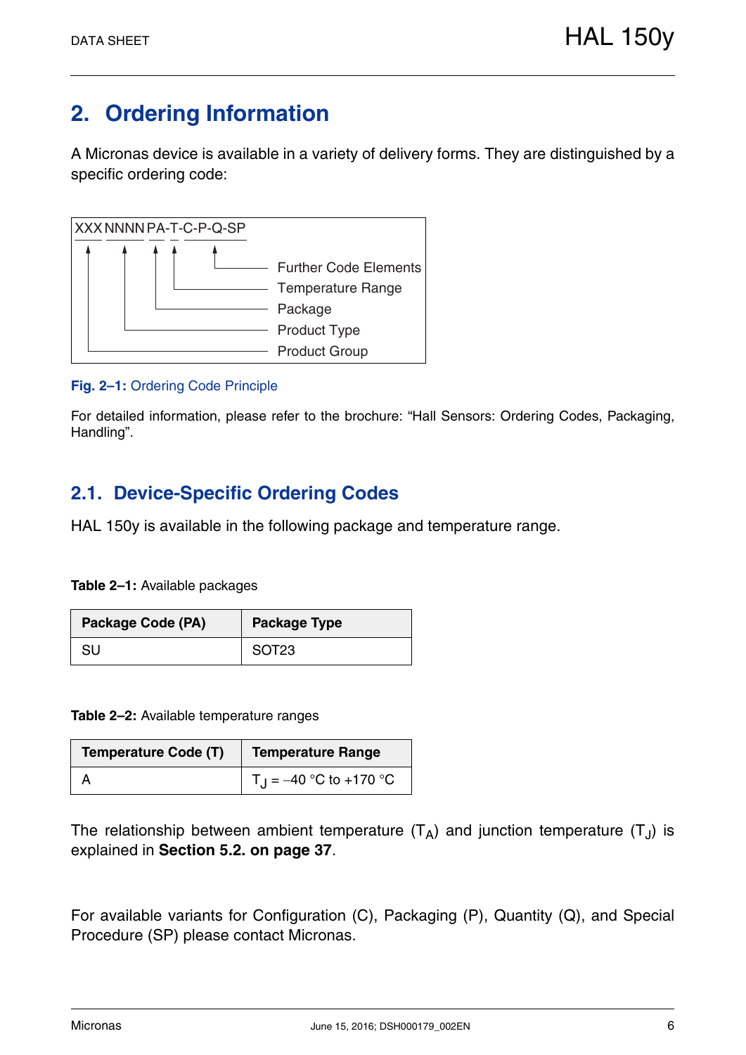# 2. Ordering Information

A Micronas device is available in a variety of delivery forms. They are distinguished by a specific ordering code:

```
XXX NNNN PA-T-C-P-Q-SP
 |    |   |  |    |
 |    |   |  |    └── Further Code Elements
 |    |   |  └─────── Temperature Range
 |    |   └────────── Package
 |    └────────────── Product Type
 └─────────────────── Product Group
```

**Fig. 2–1:** Ordering Code Principle

For detailed information, please refer to the brochure: "Hall Sensors: Ordering Codes, Packaging, Handling".

## 2.1. Device-Specific Ordering Codes

HAL 150y is available in the following package and temperature range.

**Table 2–1:** Available packages

| Package Code (PA) | Package Type |
|---|---|
| SU | SOT23 |

**Table 2–2:** Available temperature ranges

| Temperature Code (T) | Temperature Range |
|---|---|
| A | $T_J$ = –40 °C to +170 °C |

The relationship between ambient temperature ($T_A$) and junction temperature ($T_J$) is explained in **Section 5.2. on page 37**.

For available variants for Configuration (C), Packaging (P), Quantity (Q), and Special Procedure (SP) please contact Micronas.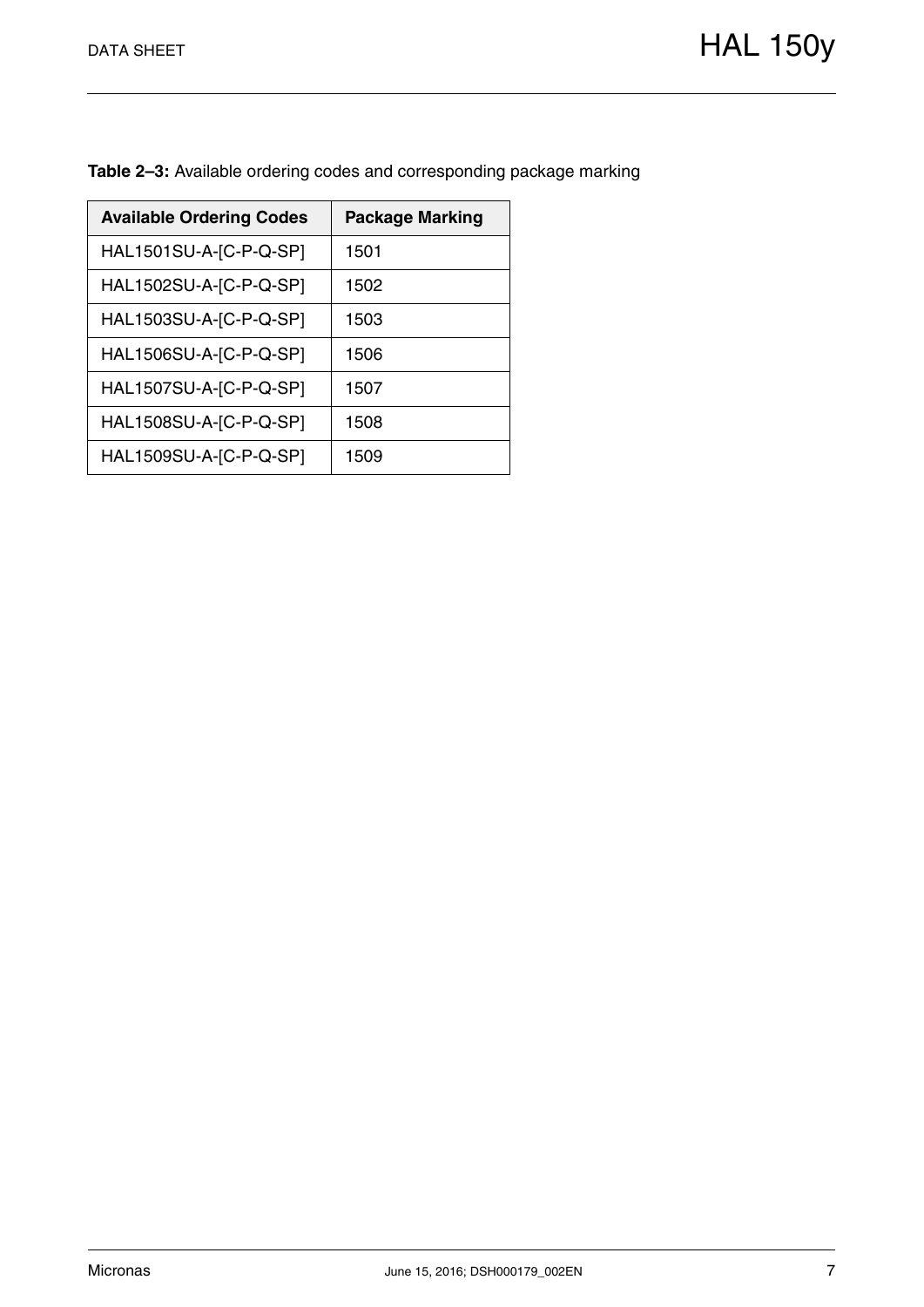**Table 2–3:** Available ordering codes and corresponding package marking

| Available Ordering Codes | Package Marking |
| --- | --- |
| HAL1501SU-A-[C-P-Q-SP] | 1501 |
| HAL1502SU-A-[C-P-Q-SP] | 1502 |
| HAL1503SU-A-[C-P-Q-SP] | 1503 |
| HAL1506SU-A-[C-P-Q-SP] | 1506 |
| HAL1507SU-A-[C-P-Q-SP] | 1507 |
| HAL1508SU-A-[C-P-Q-SP] | 1508 |
| HAL1509SU-A-[C-P-Q-SP] | 1509 |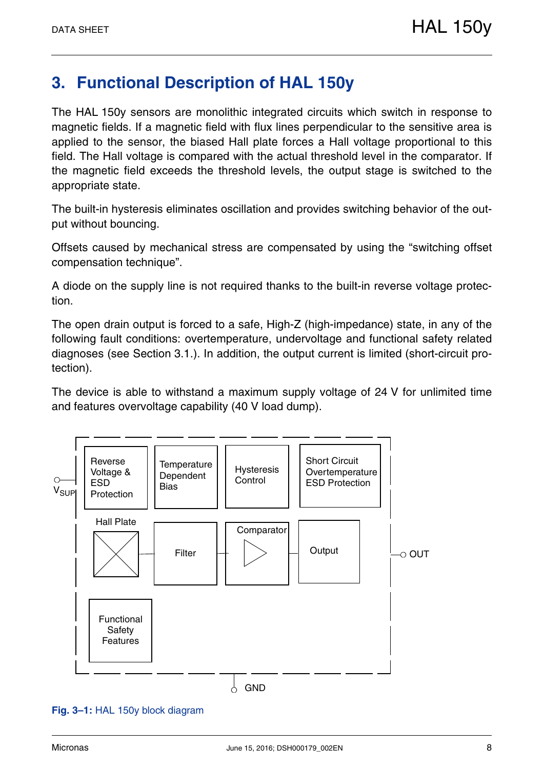# 3. Functional Description of HAL 150y

The HAL 150y sensors are monolithic integrated circuits which switch in response to magnetic fields. If a magnetic field with flux lines perpendicular to the sensitive area is applied to the sensor, the biased Hall plate forces a Hall voltage proportional to this field. The Hall voltage is compared with the actual threshold level in the comparator. If the magnetic field exceeds the threshold levels, the output stage is switched to the appropriate state.

The built-in hysteresis eliminates oscillation and provides switching behavior of the output without bouncing.

Offsets caused by mechanical stress are compensated by using the “switching offset compensation technique”.

A diode on the supply line is not required thanks to the built-in reverse voltage protection.

The open drain output is forced to a safe, High-Z (high-impedance) state, in any of the following fault conditions: overtemperature, undervoltage and functional safety related diagnoses (see Section 3.1.). In addition, the output current is limited (short-circuit protection).

The device is able to withstand a maximum supply voltage of 24 V for unlimited time and features overvoltage capability (40 V load dump).

**Fig. 3–1:** HAL 150y block diagram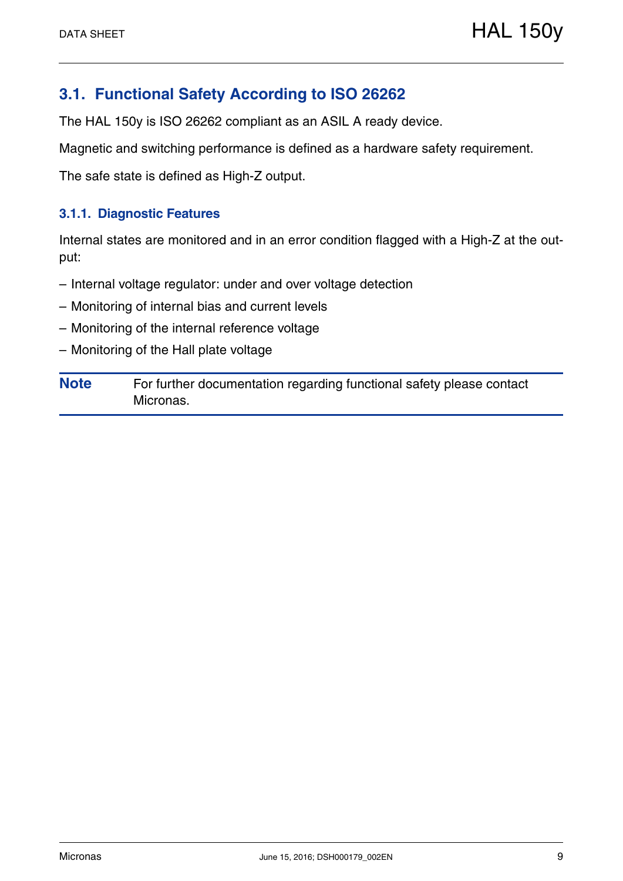## 3.1. Functional Safety According to ISO 26262

The HAL 150y is ISO 26262 compliant as an ASIL A ready device.

Magnetic and switching performance is defined as a hardware safety requirement.

The safe state is defined as High-Z output.

### 3.1.1. Diagnostic Features

Internal states are monitored and in an error condition flagged with a High-Z at the output:

– Internal voltage regulator: under and over voltage detection

– Monitoring of internal bias and current levels

– Monitoring of the internal reference voltage

– Monitoring of the Hall plate voltage

**Note** For further documentation regarding functional safety please contact Micronas.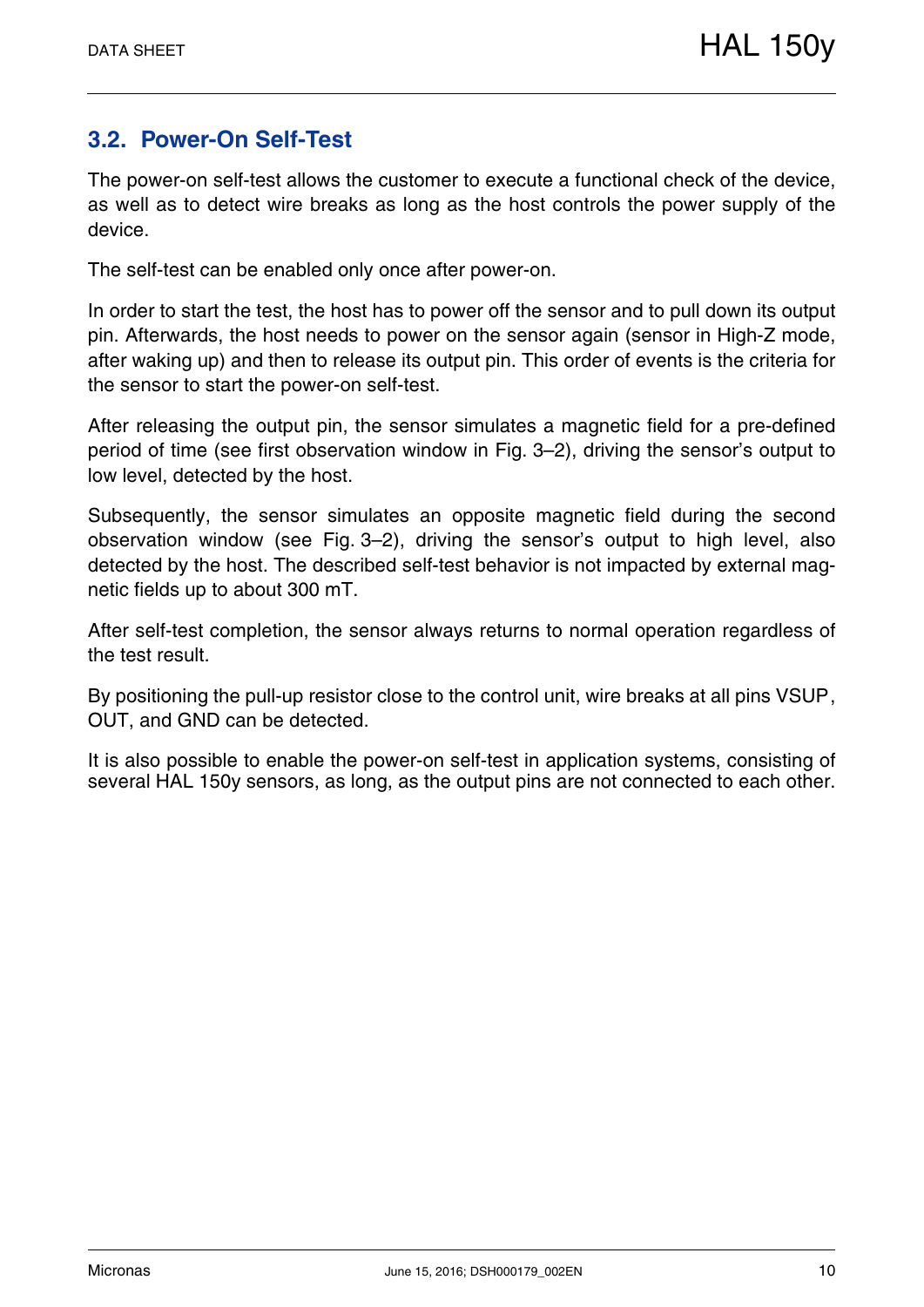## 3.2. Power-On Self-Test

The power-on self-test allows the customer to execute a functional check of the device, as well as to detect wire breaks as long as the host controls the power supply of the device.

The self-test can be enabled only once after power-on.

In order to start the test, the host has to power off the sensor and to pull down its output pin. Afterwards, the host needs to power on the sensor again (sensor in High-Z mode, after waking up) and then to release its output pin. This order of events is the criteria for the sensor to start the power-on self-test.

After releasing the output pin, the sensor simulates a magnetic field for a pre-defined period of time (see first observation window in Fig. 3–2), driving the sensor's output to low level, detected by the host.

Subsequently, the sensor simulates an opposite magnetic field during the second observation window (see Fig. 3–2), driving the sensor's output to high level, also detected by the host. The described self-test behavior is not impacted by external magnetic fields up to about 300 mT.

After self-test completion, the sensor always returns to normal operation regardless of the test result.

By positioning the pull-up resistor close to the control unit, wire breaks at all pins VSUP, OUT, and GND can be detected.

It is also possible to enable the power-on self-test in application systems, consisting of several HAL 150y sensors, as long, as the output pins are not connected to each other.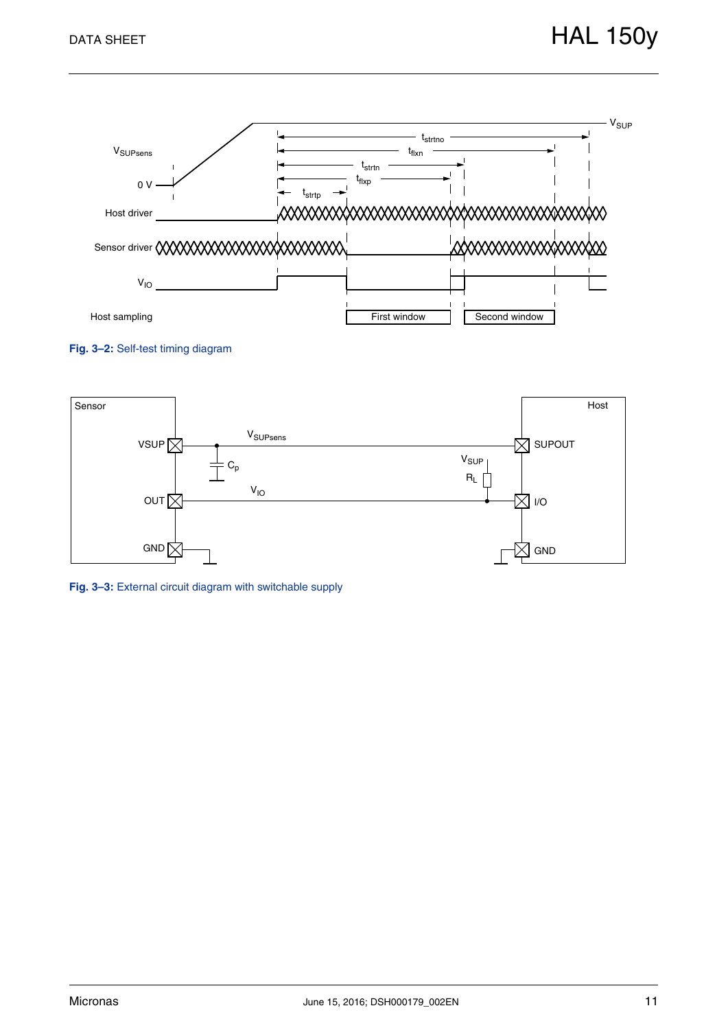Fig. 3–2: Self-test timing diagram

Fig. 3–3: External circuit diagram with switchable supply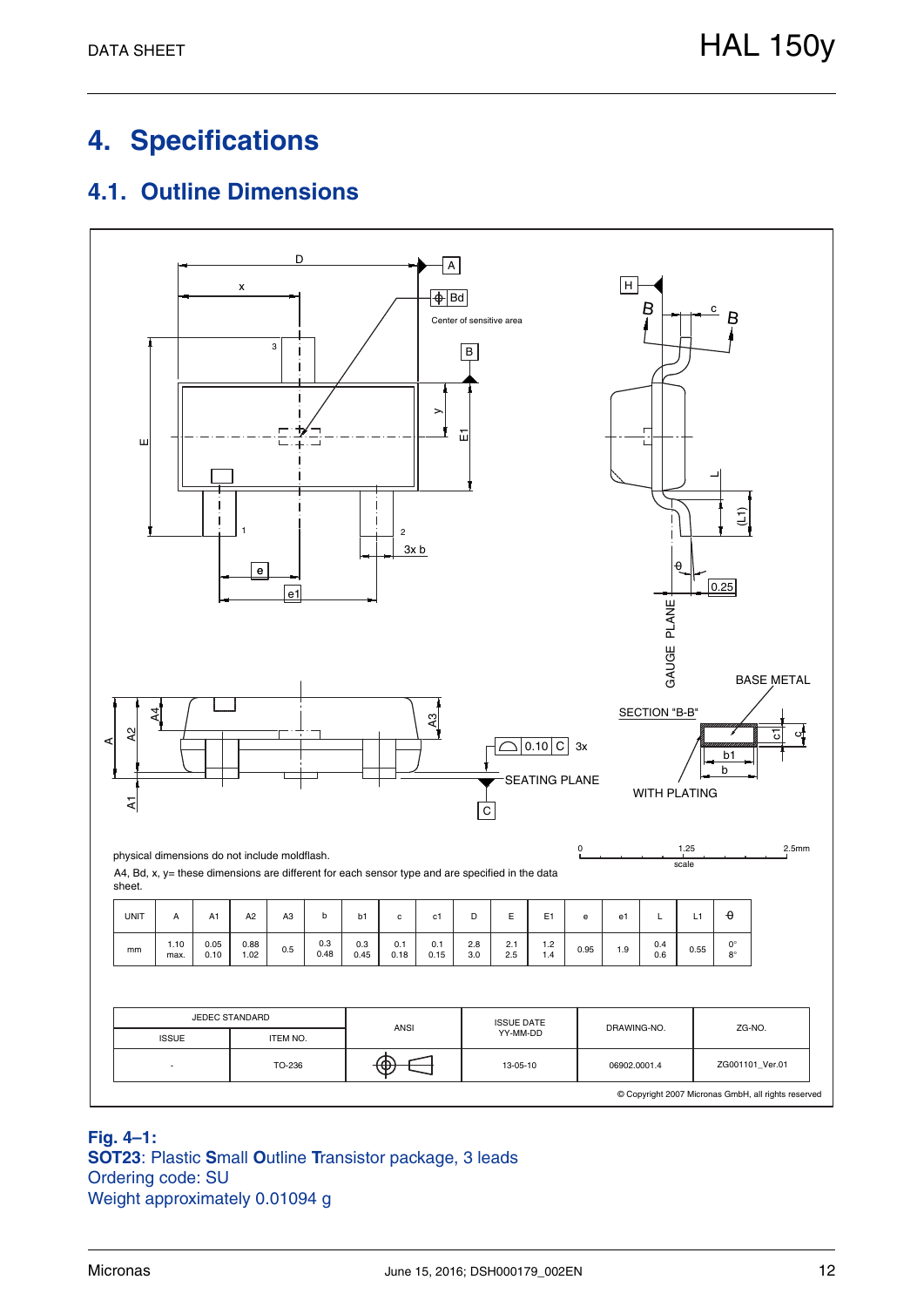# 4. Specifications

## 4.1. Outline Dimensions

physical dimensions do not include moldflash.

A4, Bd, x, y= these dimensions are different for each sensor type and are specified in the data sheet.

| UNIT | A | A1 | A2 | A3 | b | b1 | c | c1 | D | E | E1 | e | e1 | L | L1 | θ |
|---|---|---|---|---|---|---|---|---|---|---|---|---|---|---|---|---|
| mm | 1.10 max. | 0.05 0.10 | 0.88 1.02 | 0.5 | 0.3 0.48 | 0.3 0.45 | 0.1 0.18 | 0.1 0.15 | 2.8 3.0 | 2.1 2.5 | 1.2 1.4 | 0.95 | 1.9 | 0.4 0.6 | 0.55 | 0° 8° |

| JEDEC STANDARD | | ANSI | ISSUE DATE YY-MM-DD | DRAWING-NO. | ZG-NO. |
|---|---|---|---|---|---|
| ISSUE | ITEM NO. | | | | |
| - | TO-236 | | 13-05-10 | 06902.0001.4 | ZG001101_Ver.01 |

© Copyright 2007 Micronas GmbH, all rights reserved

**Fig. 4–1:**
**SOT23**: Plastic **S**mall **O**utline **T**ransistor package, 3 leads
Ordering code: SU
Weight approximately 0.01094 g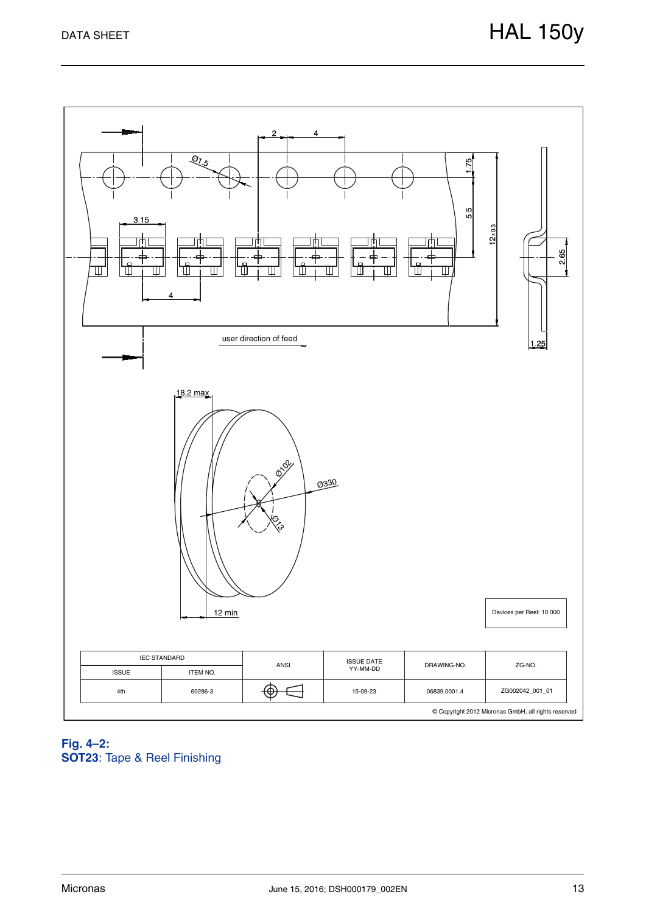2 4

Ø1.5

1.75

5.5

12±0.3

3.15

2.65

4

1.25

user direction of feed

18.2 max

Ø102

Ø330

Ø13

12 min

Devices per Reel: 10 000

| IEC STANDARD | | ANSI | ISSUE DATE YY-MM-DD | DRAWING-NO. | ZG-NO. |
|---|---|---|---|---|---|
| ISSUE | ITEM NO. | | | | |
| 4th | 60286-3 | | 15-09-23 | 06839.0001.4 | ZG002042_001_01 |

© Copyright 2012 Micronas GmbH, all rights reserved

**Fig. 4–2:**
**SOT23**: Tape & Reel Finishing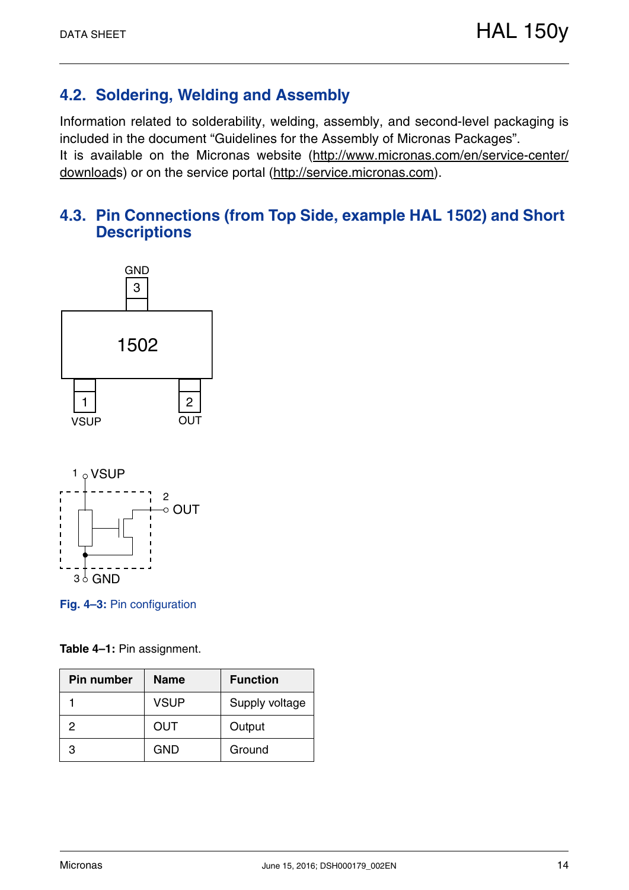## 4.2. Soldering, Welding and Assembly

Information related to solderability, welding, assembly, and second-level packaging is included in the document "Guidelines for the Assembly of Micronas Packages".
It is available on the Micronas website (http://www.micronas.com/en/service-center/downloads) or on the service portal (http://service.micronas.com).

## 4.3. Pin Connections (from Top Side, example HAL 1502) and Short Descriptions

**Fig. 4–3:** Pin configuration

**Table 4–1:** Pin assignment.

| Pin number | Name | Function |
|---|---|---|
| 1 | VSUP | Supply voltage |
| 2 | OUT | Output |
| 3 | GND | Ground |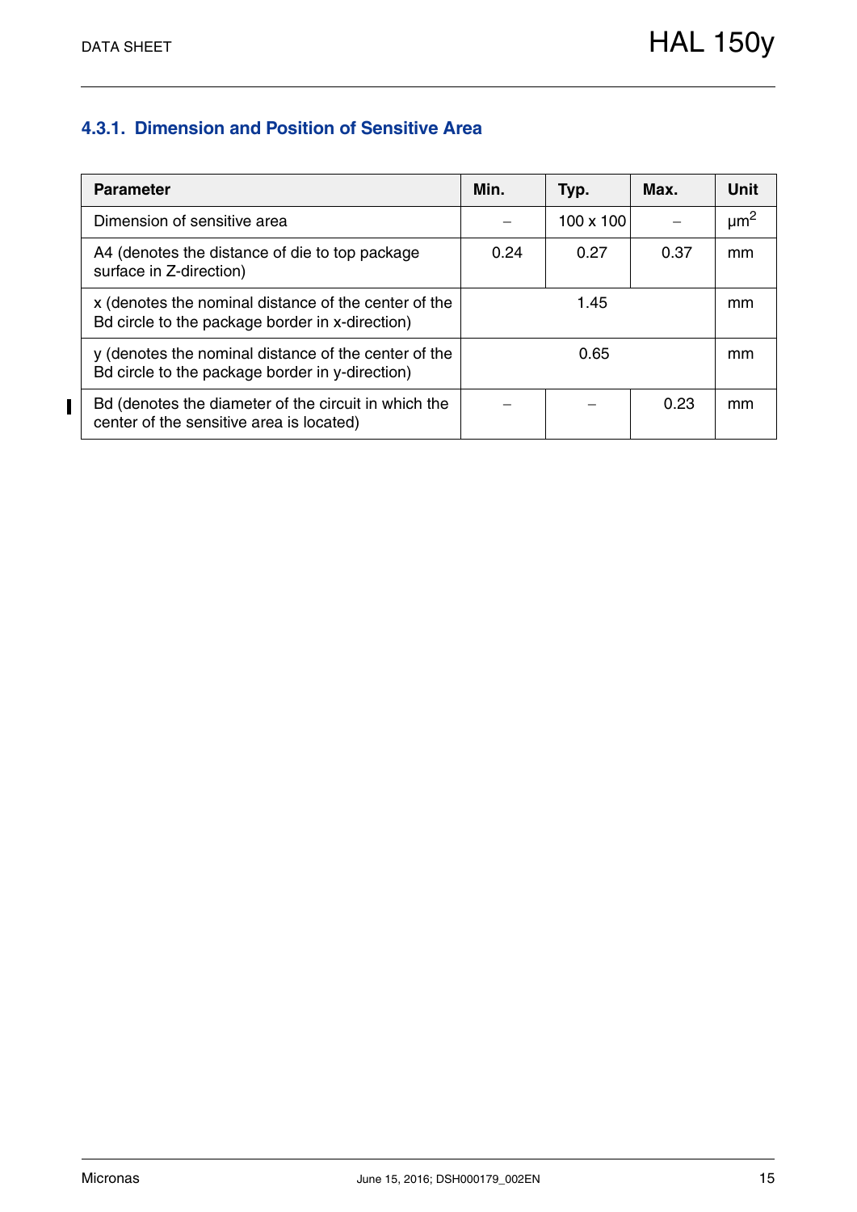### 4.3.1. Dimension and Position of Sensitive Area

| Parameter | Min. | Typ. | Max. | Unit |
| --- | --- | --- | --- | --- |
| Dimension of sensitive area | – | 100 x 100 | – | $\mu m^2$ |
| A4 (denotes the distance of die to top package surface in Z-direction) | 0.24 | 0.27 | 0.37 | mm |
| x (denotes the nominal distance of the center of the Bd circle to the package border in x-direction) | | 1.45 | | mm |
| y (denotes the nominal distance of the center of the Bd circle to the package border in y-direction) | | 0.65 | | mm |
| Bd (denotes the diameter of the circuit in which the center of the sensitive area is located) | – | – | 0.23 | mm |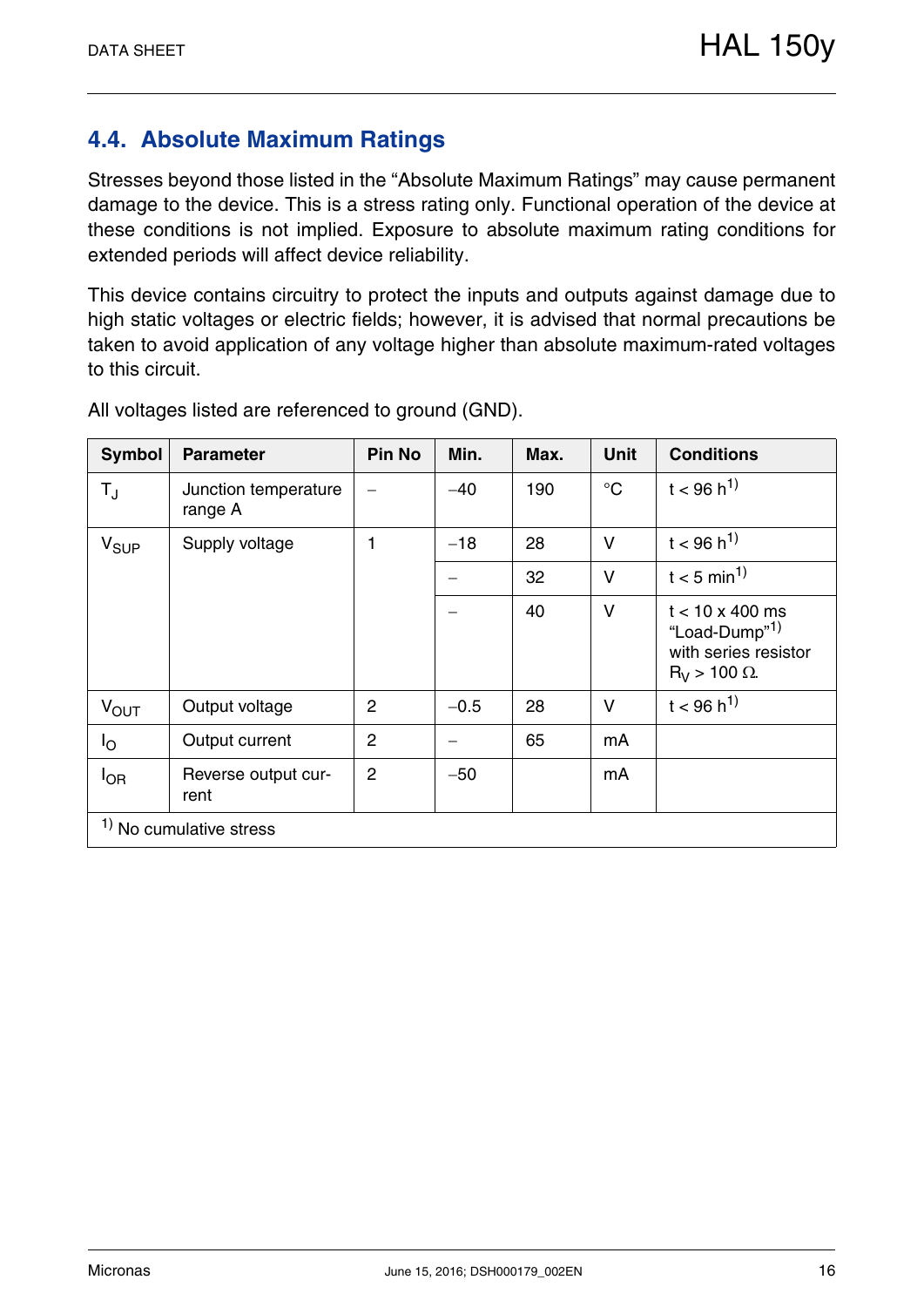## 4.4. Absolute Maximum Ratings

Stresses beyond those listed in the “Absolute Maximum Ratings” may cause permanent damage to the device. This is a stress rating only. Functional operation of the device at these conditions is not implied. Exposure to absolute maximum rating conditions for extended periods will affect device reliability.

This device contains circuitry to protect the inputs and outputs against damage due to high static voltages or electric fields; however, it is advised that normal precautions be taken to avoid application of any voltage higher than absolute maximum-rated voltages to this circuit.

All voltages listed are referenced to ground (GND).

| Symbol | Parameter | Pin No | Min. | Max. | Unit | Conditions |
|---|---|---|---|---|---|---|
| $T_J$ | Junction temperature range A | – | –40 | 190 | °C | t < 96 h[1] |
| $V_{SUP}$ | Supply voltage | 1 | –18 | 28 | V | t < 96 h[1] |
| | | | – | 32 | V | t < 5 min[1] |
| | | | – | 40 | V | t < 10 x 400 ms “Load-Dump”[1] with series resistor $R_V$ > 100 Ω. |
| $V_{OUT}$ | Output voltage | 2 | –0.5 | 28 | V | t < 96 h[1] |
| $I_O$ | Output current | 2 | – | 65 | mA | |
| $I_{OR}$ | Reverse output current | 2 | –50 | | mA | |

[1] No cumulative stress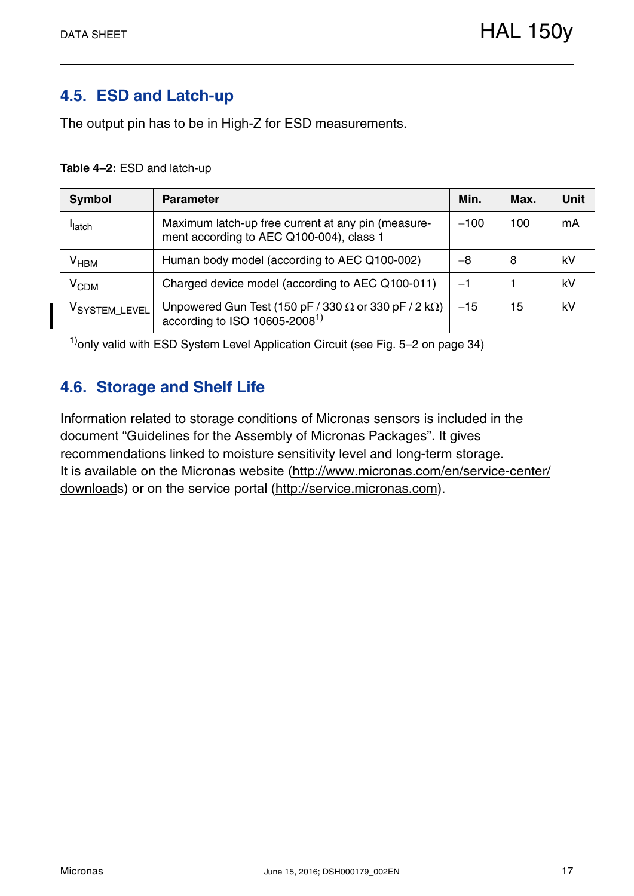## 4.5. ESD and Latch-up

The output pin has to be in High-Z for ESD measurements.

**Table 4–2:** ESD and latch-up

| Symbol | Parameter | Min. | Max. | Unit |
|---|---|---|---|---|
| $I_{latch}$ | Maximum latch-up free current at any pin (measurement according to AEC Q100-004), class 1 | −100 | 100 | mA |
| $V_{HBM}$ | Human body model (according to AEC Q100-002) | −8 | 8 | kV |
| $V_{CDM}$ | Charged device model (according to AEC Q100-011) | −1 | 1 | kV |
| $V_{SYSTEM\_LEVEL}$ | Unpowered Gun Test (150 pF / 330 Ω or 330 pF / 2 kΩ) according to ISO 10605-2008[1)] | −15 | 15 | kV |
| [1)]only valid with ESD System Level Application Circuit (see Fig. 5–2 on page 34) | | | | |

## 4.6. Storage and Shelf Life

Information related to storage conditions of Micronas sensors is included in the document "Guidelines for the Assembly of Micronas Packages". It gives recommendations linked to moisture sensitivity level and long-term storage.
It is available on the Micronas website (http://www.micronas.com/en/service-center/downloads) or on the service portal (http://service.micronas.com).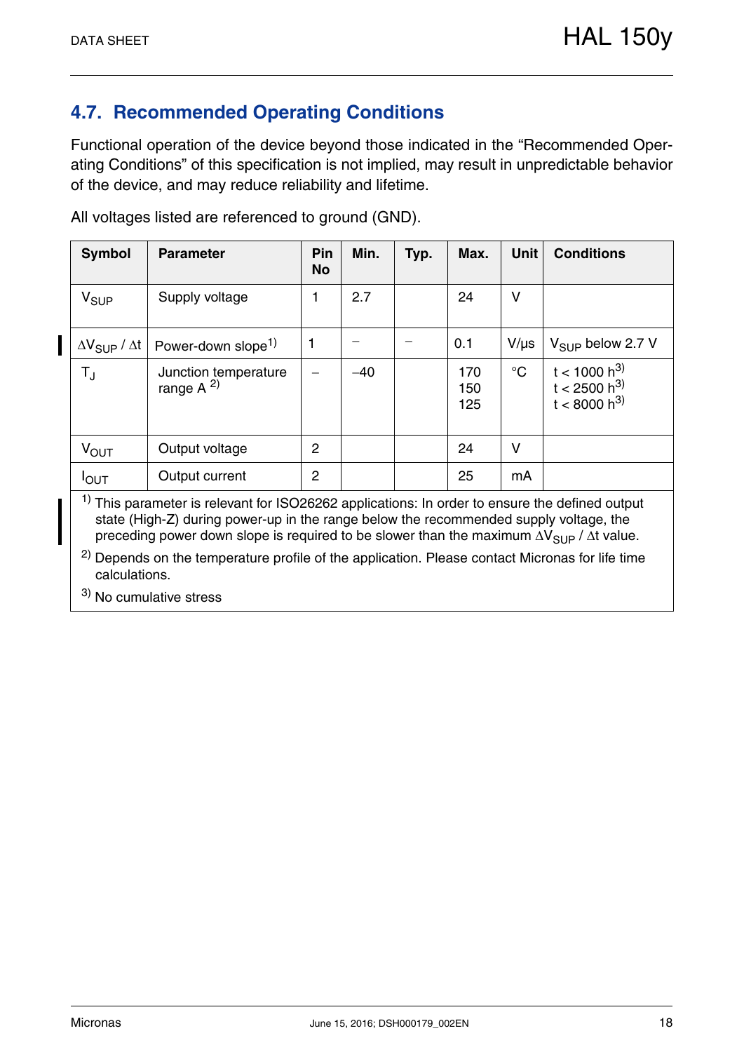## 4.7. Recommended Operating Conditions

Functional operation of the device beyond those indicated in the “Recommended Operating Conditions” of this specification is not implied, may result in unpredictable behavior of the device, and may reduce reliability and lifetime.

All voltages listed are referenced to ground (GND).

| Symbol | Parameter | Pin No | Min. | Typ. | Max. | Unit | Conditions |
|---|---|---|---|---|---|---|---|
| $V_{SUP}$ | Supply voltage | 1 | 2.7 | | 24 | V | |
| $\Delta V_{SUP} / \Delta t$ | Power-down slope[1] | 1 | – | – | 0.1 | V/µs | $V_{SUP}$ below 2.7 V |
| $T_J$ | Junction temperature range A [2] | – | –40 | | 170<br>150<br>125 | °C | t < 1000 h[3]<br>t < 2500 h[3]<br>t < 8000 h[3] |
| $V_{OUT}$ | Output voltage | 2 | | | 24 | V | |
| $I_{OUT}$ | Output current | 2 | | | 25 | mA | |

[1] This parameter is relevant for ISO26262 applications: In order to ensure the defined output state (High-Z) during power-up in the range below the recommended supply voltage, the preceding power down slope is required to be slower than the maximum $\Delta V_{SUP} / \Delta t$ value.

[2] Depends on the temperature profile of the application. Please contact Micronas for life time calculations.

[3] No cumulative stress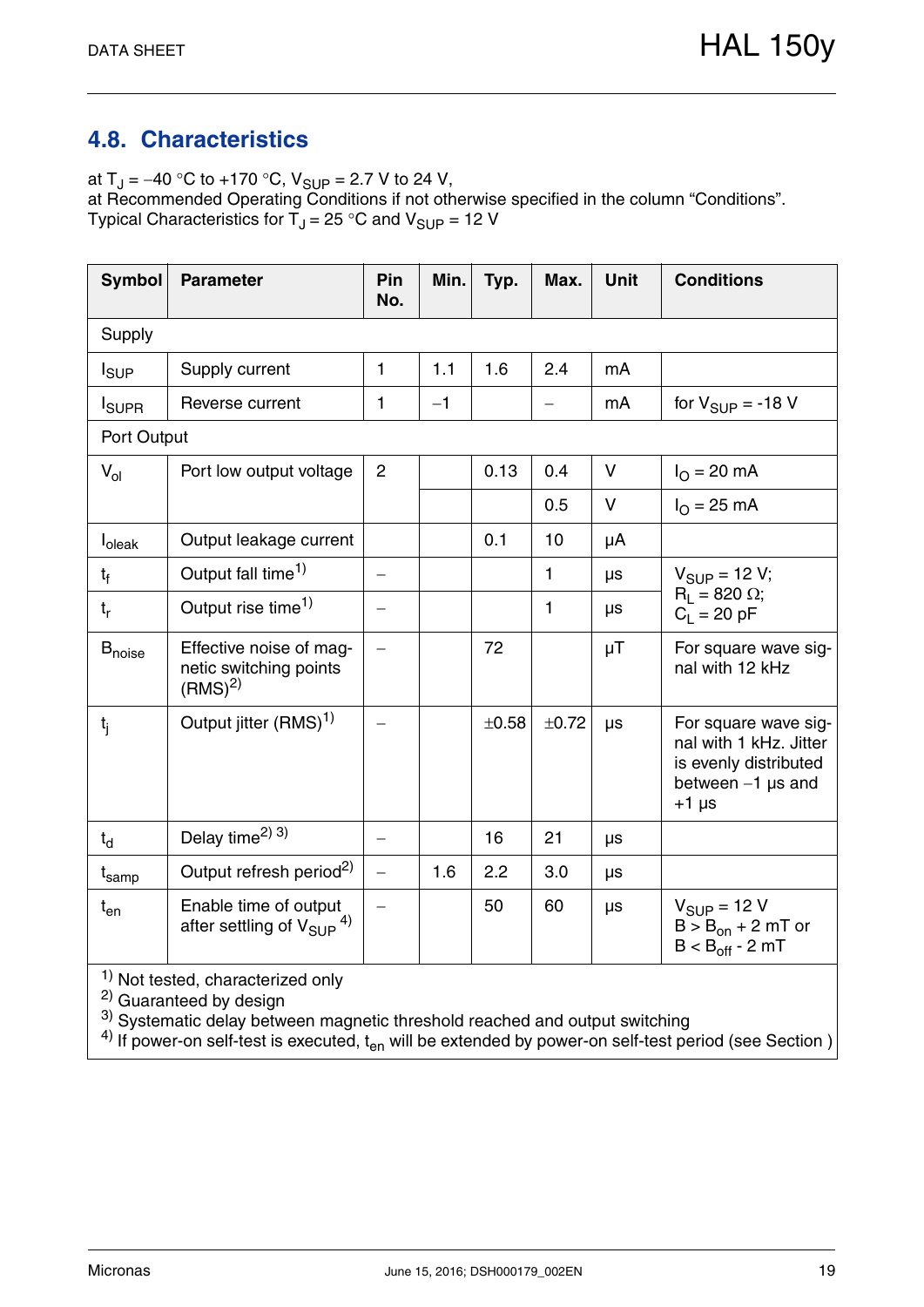## 4.8. Characteristics

at $T_J = -40$ °C to +170 °C, $V_{SUP}$ = 2.7 V to 24 V,
at Recommended Operating Conditions if not otherwise specified in the column “Conditions”.
Typical Characteristics for $T_J$ = 25 °C and $V_{SUP}$ = 12 V

| Symbol | Parameter | Pin No. | Min. | Typ. | Max. | Unit | Conditions |
|---|---|---|---|---|---|---|---|
| Supply | | | | | | | |
| $I_{SUP}$ | Supply current | 1 | 1.1 | 1.6 | 2.4 | mA | |
| $I_{SUPR}$ | Reverse current | 1 | −1 | | – | mA | for $V_{SUP}$ = -18 V |
| Port Output | | | | | | | |
| $V_{ol}$ | Port low output voltage | 2 | | 0.13 | 0.4 | V | $I_O$ = 20 mA |
| | | | | | 0.5 | V | $I_O$ = 25 mA |
| $I_{oleak}$ | Output leakage current | | | 0.1 | 10 | µA | |
| $t_f$ | Output fall time[1] | – | | | 1 | µs | $V_{SUP}$ = 12 V; $R_L$ = 820 Ω; $C_L$ = 20 pF |
| $t_r$ | Output rise time[1] | – | | | 1 | µs | |
| $B_{noise}$ | Effective noise of magnetic switching points (RMS)[2] | – | | 72 | | µT | For square wave signal with 12 kHz |
| $t_j$ | Output jitter (RMS)[1] | – | | ±0.58 | ±0.72 | µs | For square wave signal with 1 kHz. Jitter is evenly distributed between −1 µs and +1 µs |
| $t_d$ | Delay time[2] [3] | – | | 16 | 21 | µs | |
| $t_{samp}$ | Output refresh period[2] | – | 1.6 | 2.2 | 3.0 | µs | |
| $t_{en}$ | Enable time of output after settling of $V_{SUP}$ [4] | – | | 50 | 60 | µs | $V_{SUP}$ = 12 V<br>$B > B_{on}$ + 2 mT or<br>$B < B_{off}$ - 2 mT |

[1] Not tested, characterized only
[2] Guaranteed by design
[3] Systematic delay between magnetic threshold reached and output switching
[4] If power-on self-test is executed, $t_{en}$ will be extended by power-on self-test period (see Section )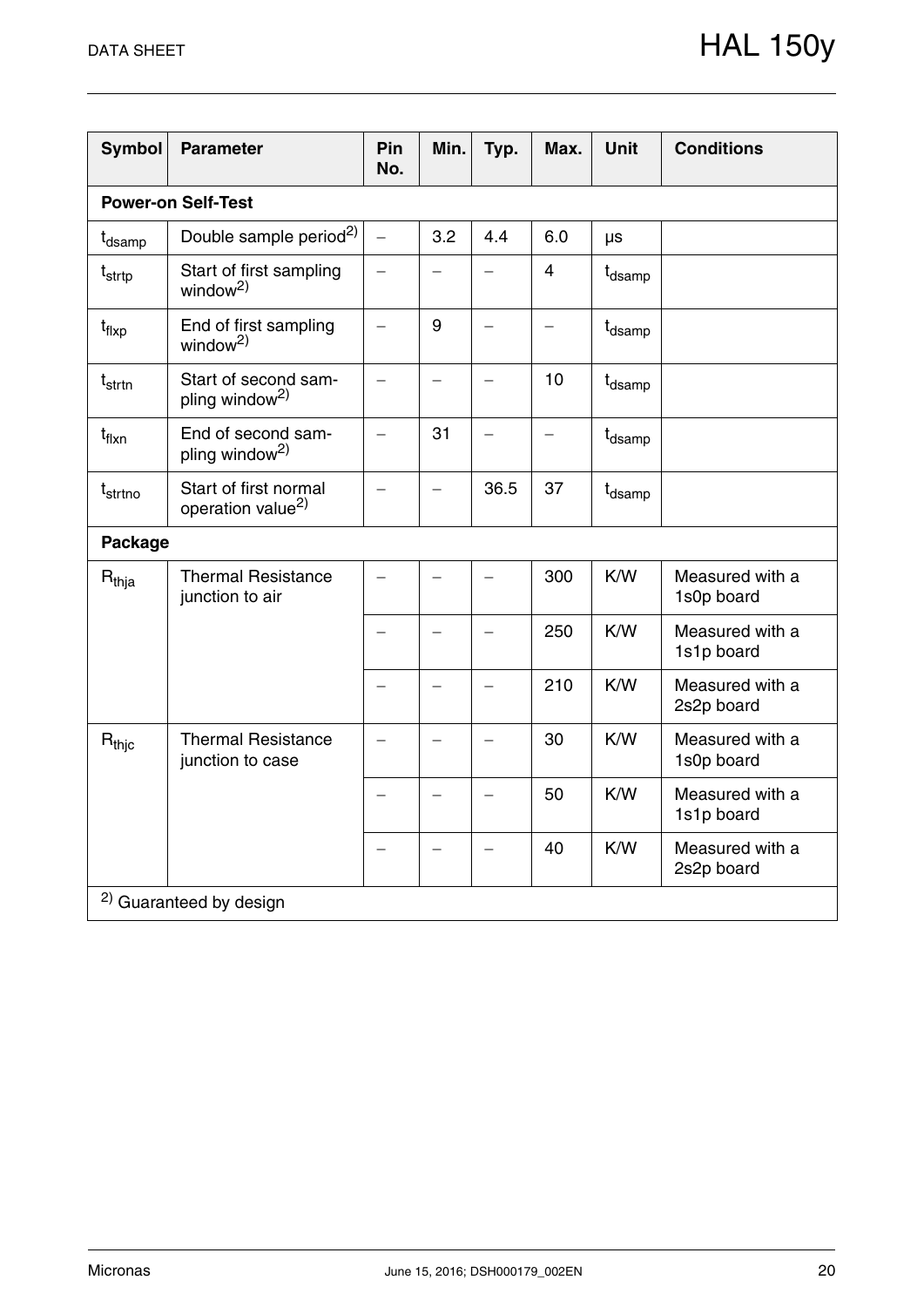| Symbol | Parameter | Pin No. | Min. | Typ. | Max. | Unit | Conditions |
|---|---|---|---|---|---|---|---|
| **Power-on Self-Test** | | | | | | | |
| $t_{dsamp}$ | Double sample period[2] | – | 3.2 | 4.4 | 6.0 | µs | |
| $t_{strtp}$ | Start of first sampling window[2] | – | – | – | 4 | $t_{dsamp}$ | |
| $t_{flxp}$ | End of first sampling window[2] | – | 9 | – | – | $t_{dsamp}$ | |
| $t_{strtn}$ | Start of second sampling window[2] | – | – | – | 10 | $t_{dsamp}$ | |
| $t_{flxn}$ | End of second sampling window[2] | – | 31 | – | – | $t_{dsamp}$ | |
| $t_{strtno}$ | Start of first normal operation value[2] | – | – | 36.5 | 37 | $t_{dsamp}$ | |
| **Package** | | | | | | | |
| $R_{thja}$ | Thermal Resistance junction to air | – | – | – | 300 | K/W | Measured with a 1s0p board |
| | | – | – | – | 250 | K/W | Measured with a 1s1p board |
| | | – | – | – | 210 | K/W | Measured with a 2s2p board |
| $R_{thjc}$ | Thermal Resistance junction to case | – | – | – | 30 | K/W | Measured with a 1s0p board |
| | | – | – | – | 50 | K/W | Measured with a 1s1p board |
| | | – | – | – | 40 | K/W | Measured with a 2s2p board |

[2] Guaranteed by design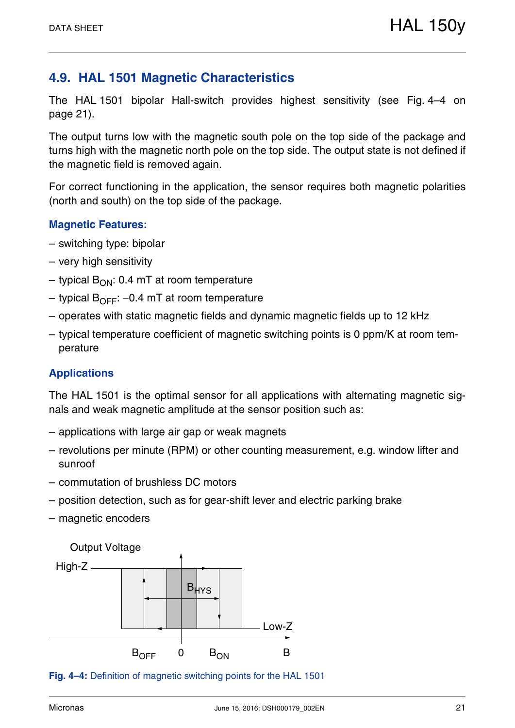## 4.9. HAL 1501 Magnetic Characteristics

The HAL 1501 bipolar Hall-switch provides highest sensitivity (see Fig. 4–4 on page 21).

The output turns low with the magnetic south pole on the top side of the package and turns high with the magnetic north pole on the top side. The output state is not defined if the magnetic field is removed again.

For correct functioning in the application, the sensor requires both magnetic polarities (north and south) on the top side of the package.

### Magnetic Features:

- switching type: bipolar
- very high sensitivity
- typical $B_{ON}$: 0.4 mT at room temperature
- typical $B_{OFF}$: −0.4 mT at room temperature
- operates with static magnetic fields and dynamic magnetic fields up to 12 kHz
- typical temperature coefficient of magnetic switching points is 0 ppm/K at room temperature

### Applications

The HAL 1501 is the optimal sensor for all applications with alternating magnetic signals and weak magnetic amplitude at the sensor position such as:

- applications with large air gap or weak magnets
- revolutions per minute (RPM) or other counting measurement, e.g. window lifter and sunroof
- commutation of brushless DC motors
- position detection, such as for gear-shift lever and electric parking brake
- magnetic encoders

Output Voltage

High-Z

$B_{HYS}$

Low-Z

$B_{OFF}$ 0 $B_{ON}$ B

**Fig. 4–4:** Definition of magnetic switching points for the HAL 1501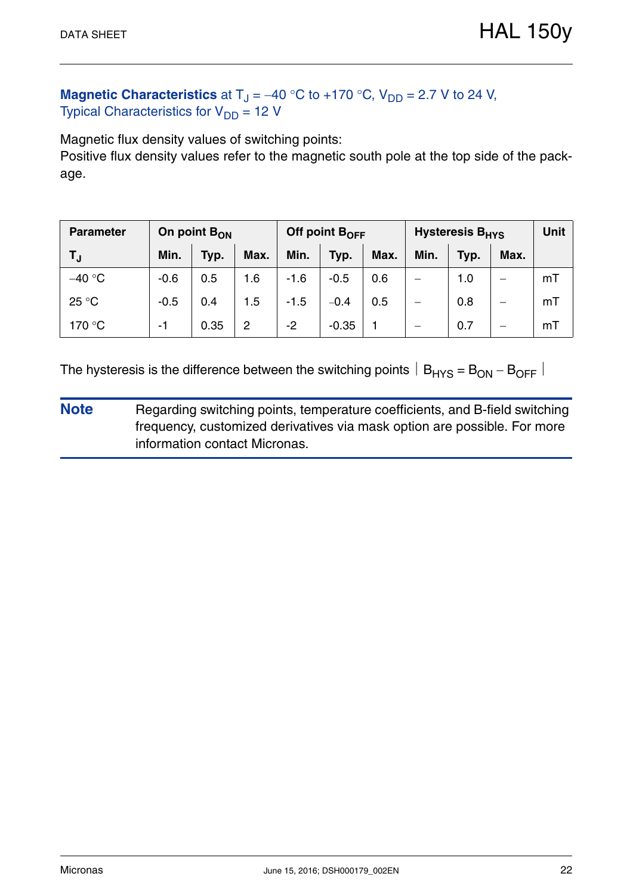**Magnetic Characteristics** at $T_J$ = –40 °C to +170 °C, $V_{DD}$ = 2.7 V to 24 V, Typical Characteristics for $V_{DD}$ = 12 V

Magnetic flux density values of switching points:
Positive flux density values refer to the magnetic south pole at the top side of the package.

| Parameter | On point $B_{ON}$ | | | Off point $B_{OFF}$ | | | Hysteresis $B_{HYS}$ | | | Unit |
|---|---|---|---|---|---|---|---|---|---|---|
| $T_J$ | Min. | Typ. | Max. | Min. | Typ. | Max. | Min. | Typ. | Max. | |
| –40 °C | -0.6 | 0.5 | 1.6 | -1.6 | -0.5 | 0.6 | – | 1.0 | – | mT |
| 25 °C | -0.5 | 0.4 | 1.5 | -1.5 | –0.4 | 0.5 | – | 0.8 | – | mT |
| 170 °C | -1 | 0.35 | 2 | -2 | -0.35 | 1 | – | 0.7 | – | mT |

The hysteresis is the difference between the switching points $|B_{HYS} = B_{ON} - B_{OFF}|$

**Note** Regarding switching points, temperature coefficients, and B-field switching frequency, customized derivatives via mask option are possible. For more information contact Micronas.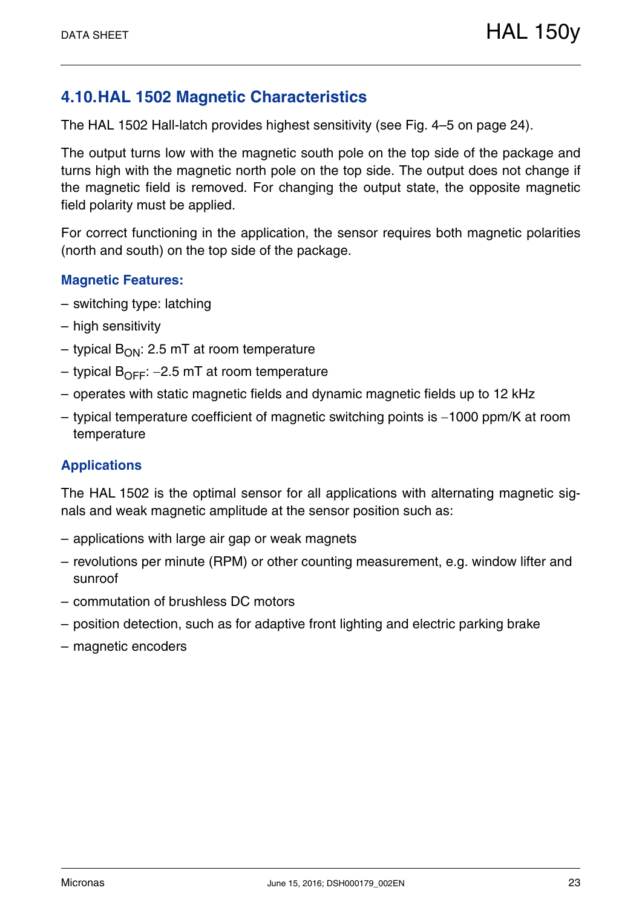## 4.10. HAL 1502 Magnetic Characteristics

The HAL 1502 Hall-latch provides highest sensitivity (see Fig. 4–5 on page 24).

The output turns low with the magnetic south pole on the top side of the package and turns high with the magnetic north pole on the top side. The output does not change if the magnetic field is removed. For changing the output state, the opposite magnetic field polarity must be applied.

For correct functioning in the application, the sensor requires both magnetic polarities (north and south) on the top side of the package.

### Magnetic Features:

– switching type: latching

– high sensitivity

– typical $B_{ON}$: 2.5 mT at room temperature

– typical $B_{OFF}$: −2.5 mT at room temperature

– operates with static magnetic fields and dynamic magnetic fields up to 12 kHz

– typical temperature coefficient of magnetic switching points is −1000 ppm/K at room temperature

### Applications

The HAL 1502 is the optimal sensor for all applications with alternating magnetic signals and weak magnetic amplitude at the sensor position such as:

– applications with large air gap or weak magnets

– revolutions per minute (RPM) or other counting measurement, e.g. window lifter and sunroof

– commutation of brushless DC motors

– position detection, such as for adaptive front lighting and electric parking brake

– magnetic encoders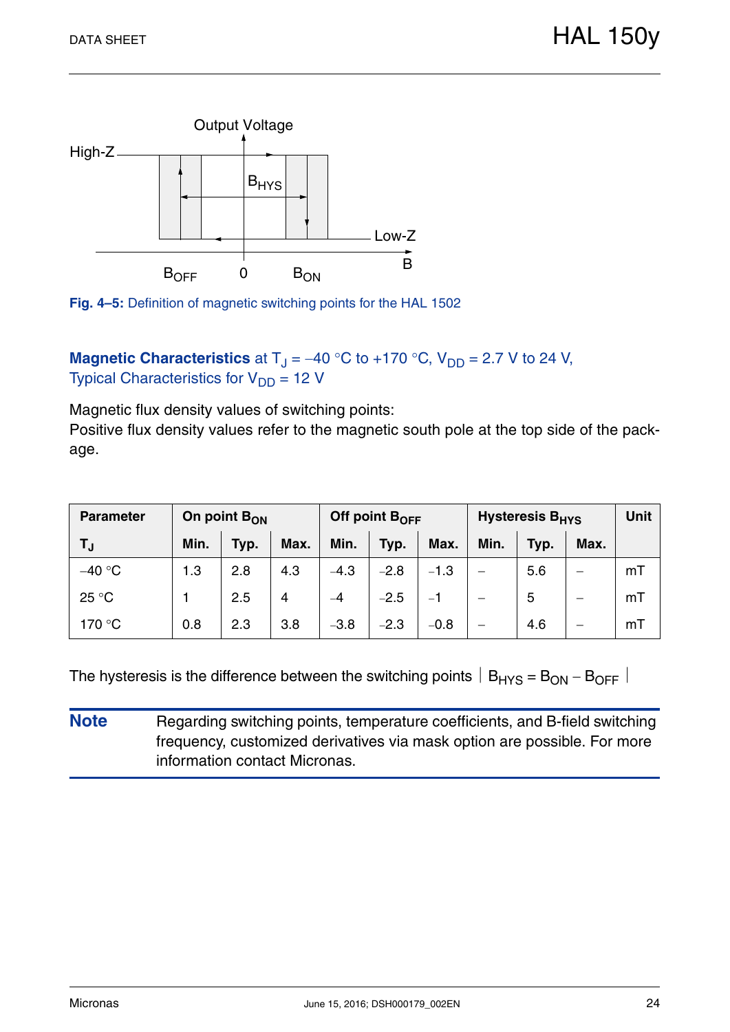Fig. 4–5: Definition of magnetic switching points for the HAL 1502

**Magnetic Characteristics** at $T_J$ = –40 °C to +170 °C, $V_{DD}$ = 2.7 V to 24 V,
Typical Characteristics for $V_{DD}$ = 12 V

Magnetic flux density values of switching points:
Positive flux density values refer to the magnetic south pole at the top side of the package.

| Parameter | On point $B_{ON}$ | | | Off point $B_{OFF}$ | | | Hysteresis $B_{HYS}$ | | | Unit |
|---|---|---|---|---|---|---|---|---|---|---|
| $T_J$ | Min. | Typ. | Max. | Min. | Typ. | Max. | Min. | Typ. | Max. | |
| –40 °C | 1.3 | 2.8 | 4.3 | –4.3 | –2.8 | –1.3 | – | 5.6 | – | mT |
| 25 °C | 1 | 2.5 | 4 | –4 | –2.5 | –1 | – | 5 | – | mT |
| 170 °C | 0.8 | 2.3 | 3.8 | –3.8 | –2.3 | –0.8 | – | 4.6 | – | mT |

The hysteresis is the difference between the switching points $|B_{HYS} = B_{ON} - B_{OFF}|$

**Note** Regarding switching points, temperature coefficients, and B-field switching frequency, customized derivatives via mask option are possible. For more information contact Micronas.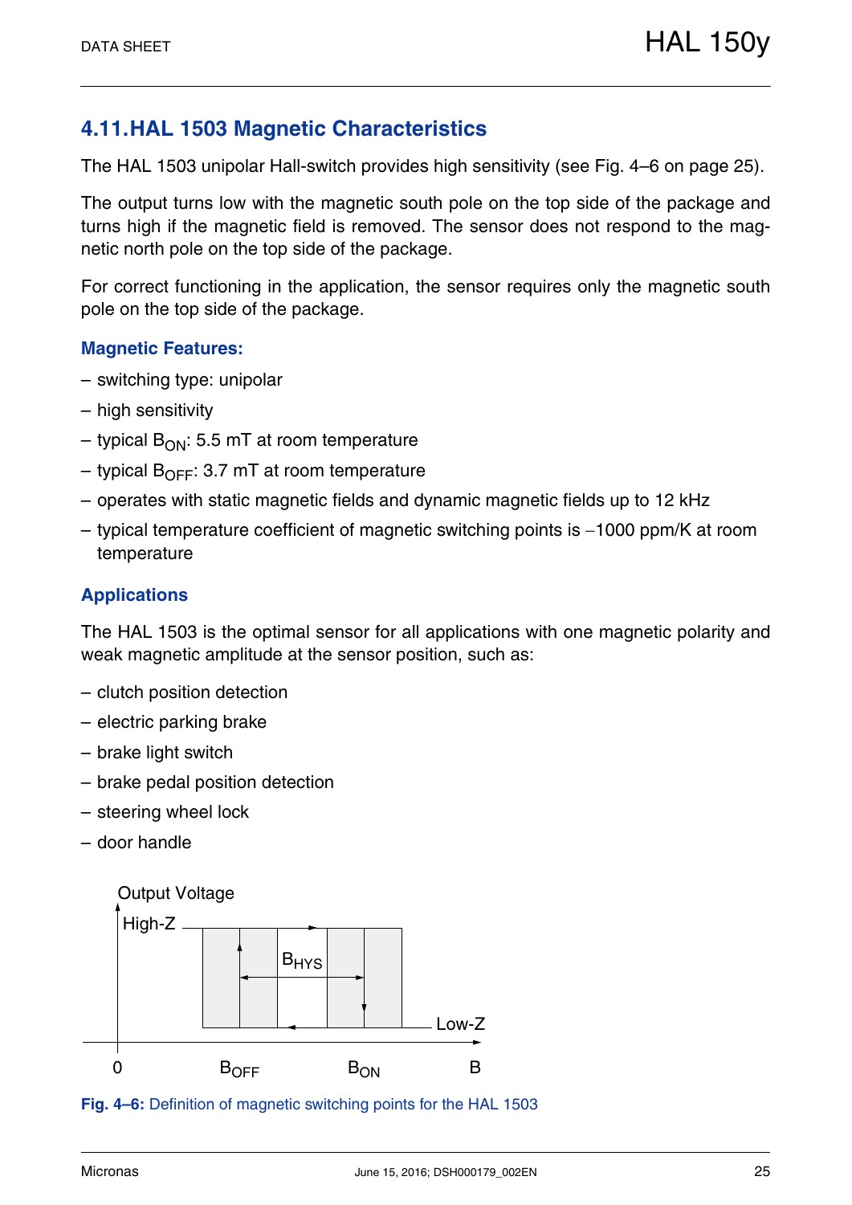## 4.11. HAL 1503 Magnetic Characteristics

The HAL 1503 unipolar Hall-switch provides high sensitivity (see Fig. 4–6 on page 25).

The output turns low with the magnetic south pole on the top side of the package and turns high if the magnetic field is removed. The sensor does not respond to the magnetic north pole on the top side of the package.

For correct functioning in the application, the sensor requires only the magnetic south pole on the top side of the package.

### Magnetic Features:

– switching type: unipolar

– high sensitivity

– typical $B_{ON}$: 5.5 mT at room temperature

– typical $B_{OFF}$: 3.7 mT at room temperature

– operates with static magnetic fields and dynamic magnetic fields up to 12 kHz

– typical temperature coefficient of magnetic switching points is −1000 ppm/K at room temperature

### Applications

The HAL 1503 is the optimal sensor for all applications with one magnetic polarity and weak magnetic amplitude at the sensor position, such as:

– clutch position detection

– electric parking brake

– brake light switch

– brake pedal position detection

– steering wheel lock

– door handle

Output Voltage

High-Z

$B_{HYS}$

Low-Z

0 $B_{OFF}$ $B_{ON}$ B

**Fig. 4–6:** Definition of magnetic switching points for the HAL 1503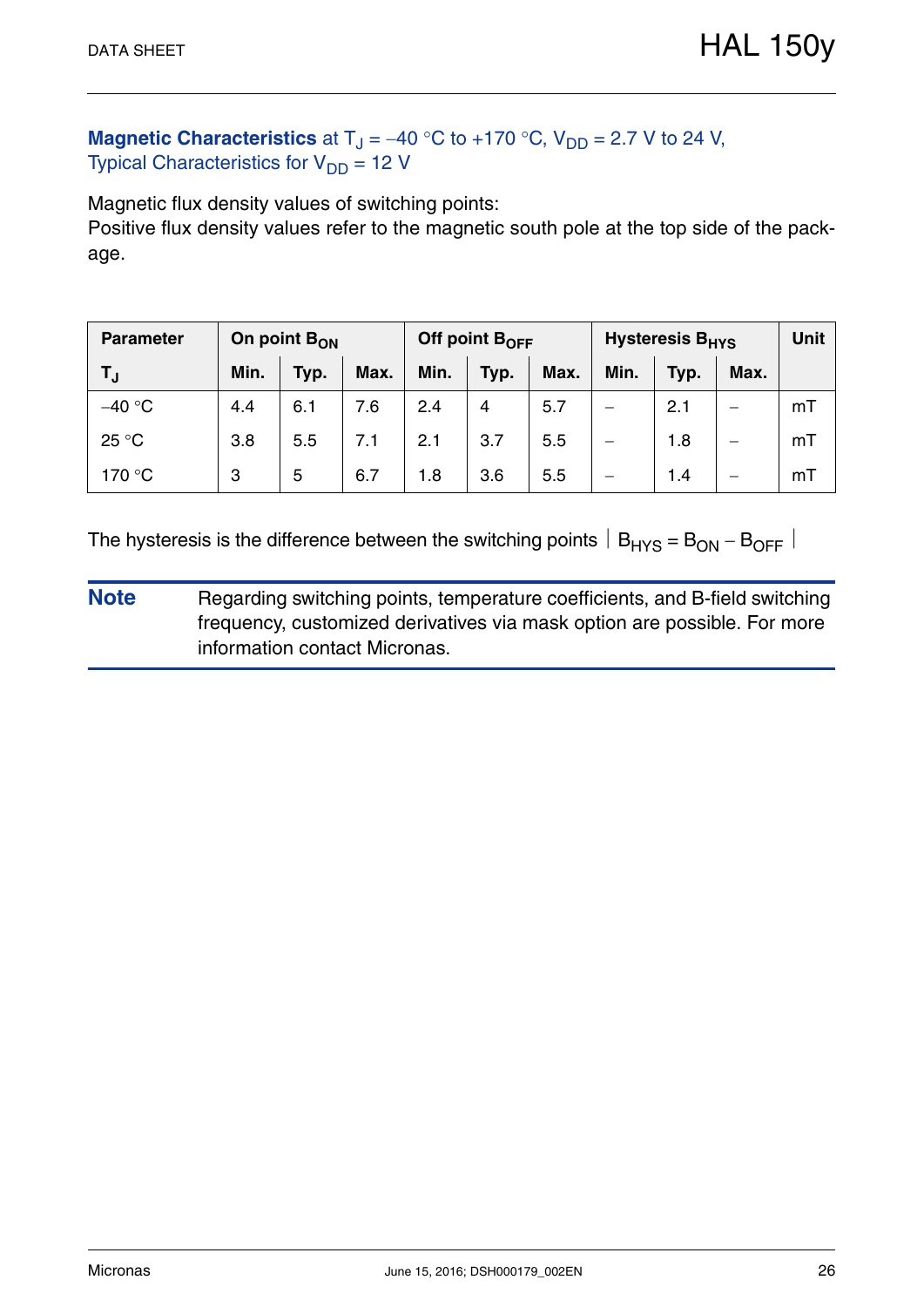**Magnetic Characteristics** at $T_J$ = –40 °C to +170 °C, $V_{DD}$ = 2.7 V to 24 V,
Typical Characteristics for $V_{DD}$ = 12 V

Magnetic flux density values of switching points:
Positive flux density values refer to the magnetic south pole at the top side of the package.

| Parameter | On point $B_{ON}$ | | | Off point $B_{OFF}$ | | | Hysteresis $B_{HYS}$ | | | Unit |
|---|---|---|---|---|---|---|---|---|---|---|
| $T_J$ | Min. | Typ. | Max. | Min. | Typ. | Max. | Min. | Typ. | Max. | |
| –40 °C | 4.4 | 6.1 | 7.6 | 2.4 | 4 | 5.7 | – | 2.1 | – | mT |
| 25 °C | 3.8 | 5.5 | 7.1 | 2.1 | 3.7 | 5.5 | – | 1.8 | – | mT |
| 170 °C | 3 | 5 | 6.7 | 1.8 | 3.6 | 5.5 | – | 1.4 | – | mT |

The hysteresis is the difference between the switching points $|B_{HYS} = B_{ON} - B_{OFF}|$

**Note** Regarding switching points, temperature coefficients, and B-field switching frequency, customized derivatives via mask option are possible. For more information contact Micronas.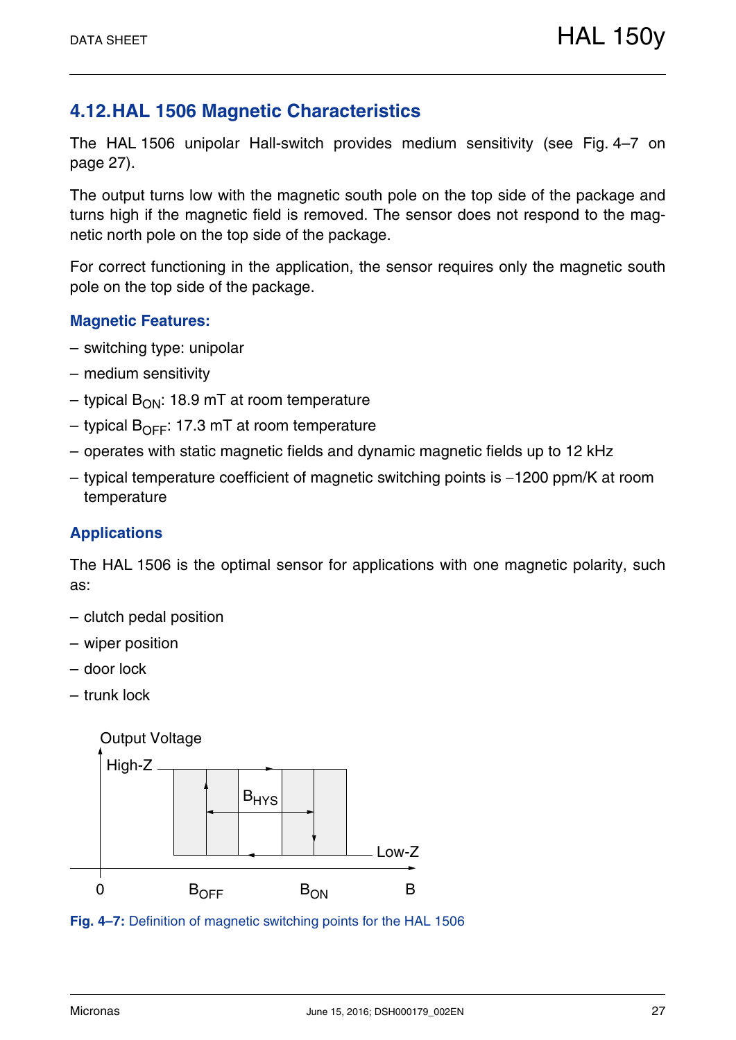## 4.12. HAL 1506 Magnetic Characteristics

The HAL 1506 unipolar Hall-switch provides medium sensitivity (see Fig. 4–7 on page 27).

The output turns low with the magnetic south pole on the top side of the package and turns high if the magnetic field is removed. The sensor does not respond to the magnetic north pole on the top side of the package.

For correct functioning in the application, the sensor requires only the magnetic south pole on the top side of the package.

### Magnetic Features:

– switching type: unipolar

– medium sensitivity

– typical $B_{ON}$: 18.9 mT at room temperature

– typical $B_{OFF}$: 17.3 mT at room temperature

– operates with static magnetic fields and dynamic magnetic fields up to 12 kHz

– typical temperature coefficient of magnetic switching points is −1200 ppm/K at room temperature

### Applications

The HAL 1506 is the optimal sensor for applications with one magnetic polarity, such as:

– clutch pedal position

– wiper position

– door lock

– trunk lock

Output Voltage

High-Z

$B_{HYS}$

Low-Z

0 $B_{OFF}$ $B_{ON}$ B

**Fig. 4–7:** Definition of magnetic switching points for the HAL 1506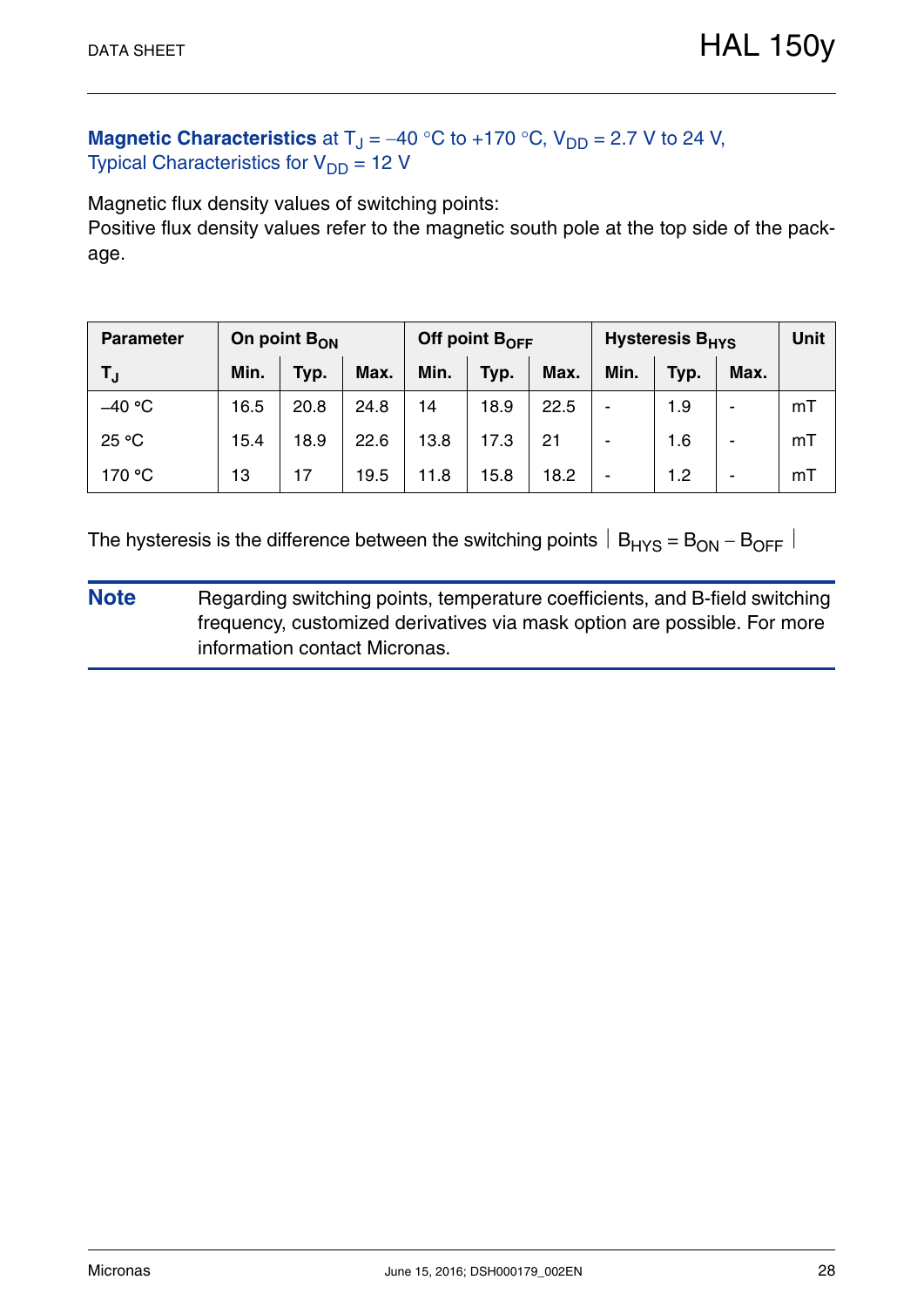**Magnetic Characteristics** at $T_J$ = –40 °C to +170 °C, $V_{DD}$ = 2.7 V to 24 V,
Typical Characteristics for $V_{DD}$ = 12 V

Magnetic flux density values of switching points:
Positive flux density values refer to the magnetic south pole at the top side of the package.

| Parameter | On point $B_{ON}$ | | | Off point $B_{OFF}$ | | | Hysteresis $B_{HYS}$ | | | Unit |
|---|---|---|---|---|---|---|---|---|---|---|
| $T_J$ | Min. | Typ. | Max. | Min. | Typ. | Max. | Min. | Typ. | Max. | |
| –40 °C | 16.5 | 20.8 | 24.8 | 14 | 18.9 | 22.5 | - | 1.9 | - | mT |
| 25 °C | 15.4 | 18.9 | 22.6 | 13.8 | 17.3 | 21 | - | 1.6 | - | mT |
| 170 °C | 13 | 17 | 19.5 | 11.8 | 15.8 | 18.2 | - | 1.2 | - | mT |

The hysteresis is the difference between the switching points $|B_{HYS} = B_{ON} - B_{OFF}|$

**Note** Regarding switching points, temperature coefficients, and B-field switching frequency, customized derivatives via mask option are possible. For more information contact Micronas.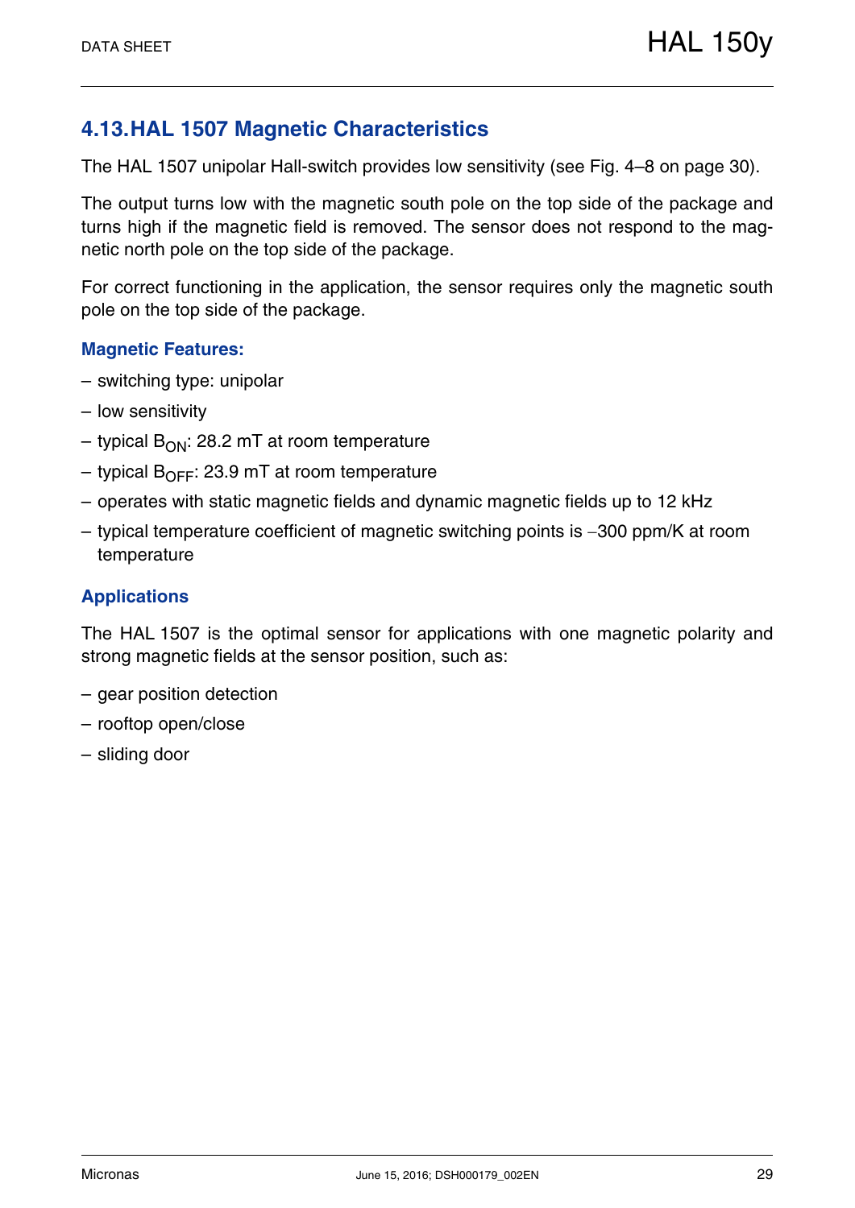## 4.13. HAL 1507 Magnetic Characteristics

The HAL 1507 unipolar Hall-switch provides low sensitivity (see Fig. 4–8 on page 30).

The output turns low with the magnetic south pole on the top side of the package and turns high if the magnetic field is removed. The sensor does not respond to the magnetic north pole on the top side of the package.

For correct functioning in the application, the sensor requires only the magnetic south pole on the top side of the package.

### Magnetic Features:

- switching type: unipolar
- low sensitivity
- typical $B_{ON}$: 28.2 mT at room temperature
- typical $B_{OFF}$: 23.9 mT at room temperature
- operates with static magnetic fields and dynamic magnetic fields up to 12 kHz
- typical temperature coefficient of magnetic switching points is −300 ppm/K at room temperature

### Applications

The HAL 1507 is the optimal sensor for applications with one magnetic polarity and strong magnetic fields at the sensor position, such as:

- gear position detection
- rooftop open/close
- sliding door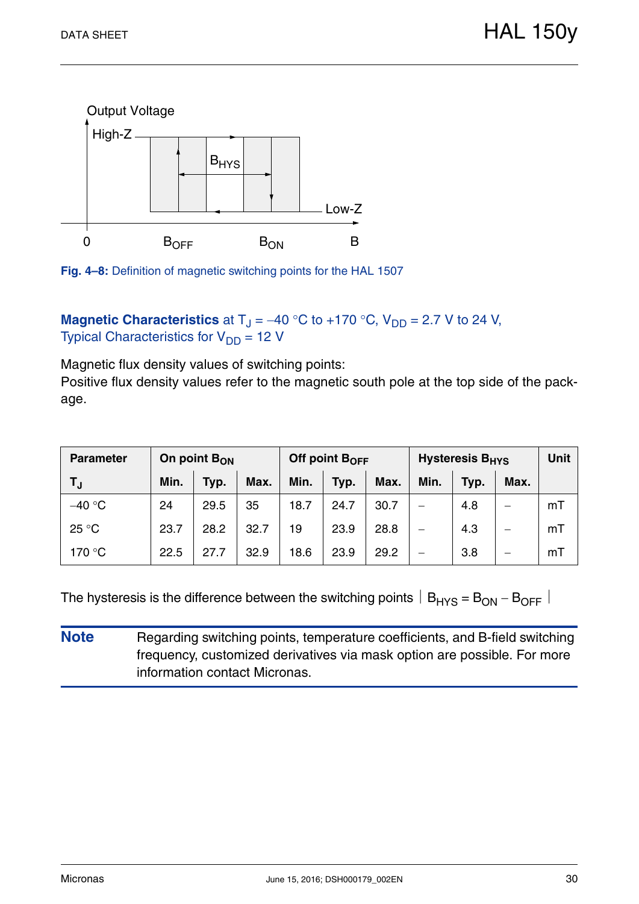Fig. 4–8: Definition of magnetic switching points for the HAL 1507

**Magnetic Characteristics** at $T_J$ = –40 °C to +170 °C, $V_{DD}$ = 2.7 V to 24 V,
Typical Characteristics for $V_{DD}$ = 12 V

Magnetic flux density values of switching points:
Positive flux density values refer to the magnetic south pole at the top side of the package.

| Parameter | On point $B_{ON}$ | | | Off point $B_{OFF}$ | | | Hysteresis $B_{HYS}$ | | | Unit |
|---|---|---|---|---|---|---|---|---|---|---|
| $T_J$ | Min. | Typ. | Max. | Min. | Typ. | Max. | Min. | Typ. | Max. | |
| –40 °C | 24 | 29.5 | 35 | 18.7 | 24.7 | 30.7 | – | 4.8 | – | mT |
| 25 °C | 23.7 | 28.2 | 32.7 | 19 | 23.9 | 28.8 | – | 4.3 | – | mT |
| 170 °C | 22.5 | 27.7 | 32.9 | 18.6 | 23.9 | 29.2 | – | 3.8 | – | mT |

The hysteresis is the difference between the switching points $|B_{HYS} = B_{ON} - B_{OFF}|$

**Note** Regarding switching points, temperature coefficients, and B-field switching frequency, customized derivatives via mask option are possible. For more information contact Micronas.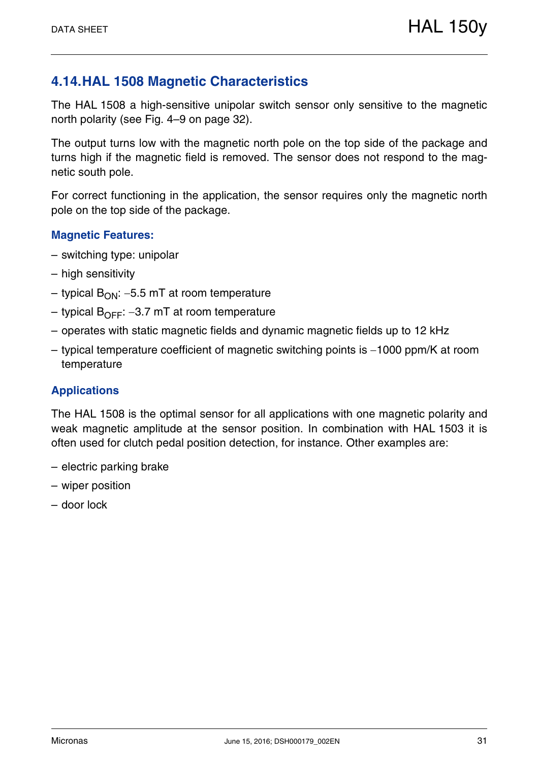## 4.14. HAL 1508 Magnetic Characteristics

The HAL 1508 a high-sensitive unipolar switch sensor only sensitive to the magnetic north polarity (see Fig. 4–9 on page 32).

The output turns low with the magnetic north pole on the top side of the package and turns high if the magnetic field is removed. The sensor does not respond to the magnetic south pole.

For correct functioning in the application, the sensor requires only the magnetic north pole on the top side of the package.

### Magnetic Features:

– switching type: unipolar

– high sensitivity

– typical $B_{ON}$: −5.5 mT at room temperature

– typical $B_{OFF}$: −3.7 mT at room temperature

– operates with static magnetic fields and dynamic magnetic fields up to 12 kHz

– typical temperature coefficient of magnetic switching points is −1000 ppm/K at room temperature

### Applications

The HAL 1508 is the optimal sensor for all applications with one magnetic polarity and weak magnetic amplitude at the sensor position. In combination with HAL 1503 it is often used for clutch pedal position detection, for instance. Other examples are:

– electric parking brake

– wiper position

– door lock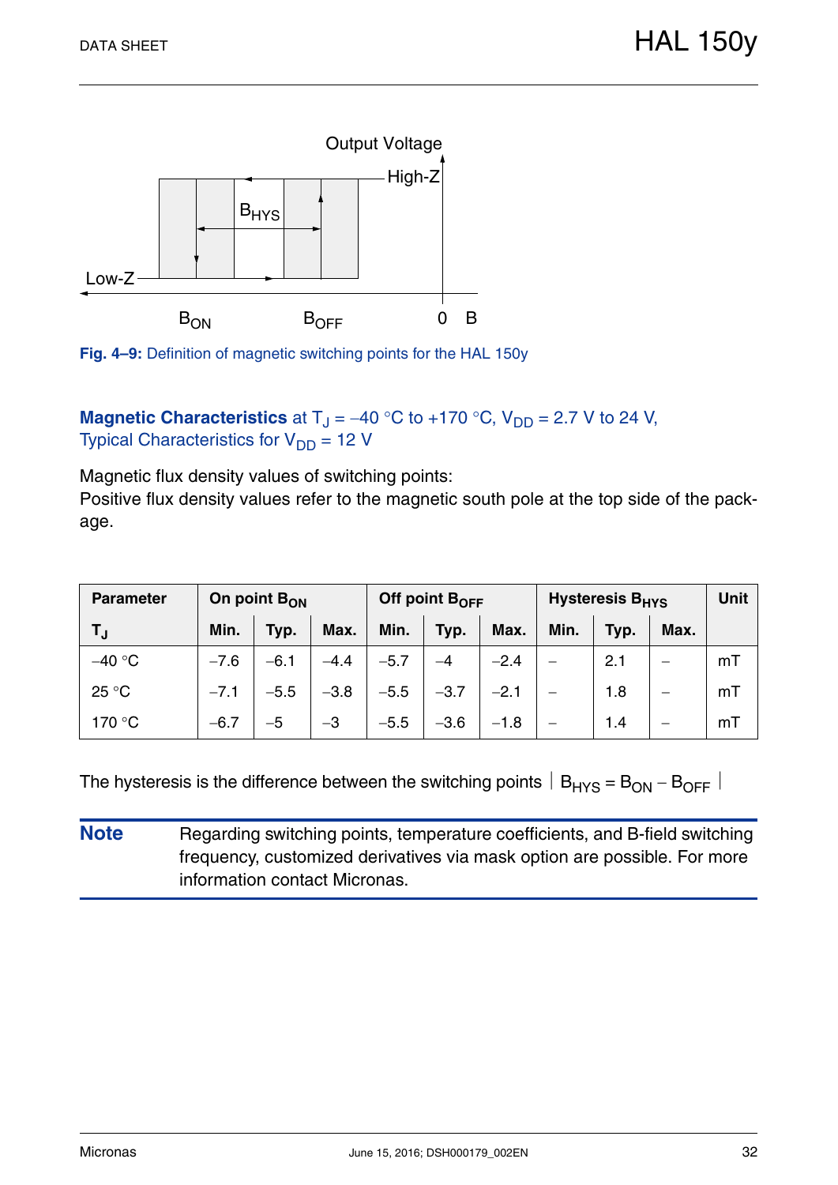Output Voltage

High-Z

$B_{HYS}$

Low-Z

$B_{ON}$ $B_{OFF}$ 0 B

**Fig. 4–9:** Definition of magnetic switching points for the HAL 150y

**Magnetic Characteristics** at $T_J$ = –40 °C to +170 °C, $V_{DD}$ = 2.7 V to 24 V,
Typical Characteristics for $V_{DD}$ = 12 V

Magnetic flux density values of switching points:
Positive flux density values refer to the magnetic south pole at the top side of the package.

| Parameter | On point $B_{ON}$ | | | Off point $B_{OFF}$ | | | Hysteresis $B_{HYS}$ | | | Unit |
|---|---|---|---|---|---|---|---|---|---|---|
| $T_J$ | Min. | Typ. | Max. | Min. | Typ. | Max. | Min. | Typ. | Max. | |
| –40 °C | –7.6 | –6.1 | –4.4 | –5.7 | –4 | –2.4 | – | 2.1 | – | mT |
| 25 °C | –7.1 | –5.5 | –3.8 | –5.5 | –3.7 | –2.1 | – | 1.8 | – | mT |
| 170 °C | –6.7 | –5 | –3 | –5.5 | –3.6 | –1.8 | – | 1.4 | – | mT |

The hysteresis is the difference between the switching points $|B_{HYS} = B_{ON} - B_{OFF}|$

**Note** Regarding switching points, temperature coefficients, and B-field switching frequency, customized derivatives via mask option are possible. For more information contact Micronas.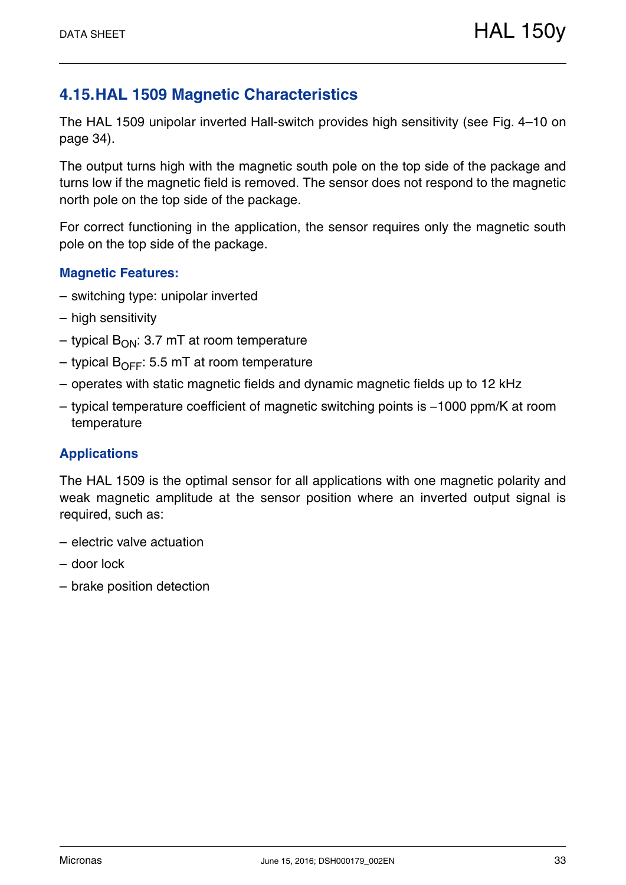## 4.15. HAL 1509 Magnetic Characteristics

The HAL 1509 unipolar inverted Hall-switch provides high sensitivity (see Fig. 4–10 on page 34).

The output turns high with the magnetic south pole on the top side of the package and turns low if the magnetic field is removed. The sensor does not respond to the magnetic north pole on the top side of the package.

For correct functioning in the application, the sensor requires only the magnetic south pole on the top side of the package.

### Magnetic Features:

– switching type: unipolar inverted

– high sensitivity

– typical $B_{ON}$: 3.7 mT at room temperature

– typical $B_{OFF}$: 5.5 mT at room temperature

– operates with static magnetic fields and dynamic magnetic fields up to 12 kHz

– typical temperature coefficient of magnetic switching points is −1000 ppm/K at room temperature

### Applications

The HAL 1509 is the optimal sensor for all applications with one magnetic polarity and weak magnetic amplitude at the sensor position where an inverted output signal is required, such as:

– electric valve actuation

– door lock

– brake position detection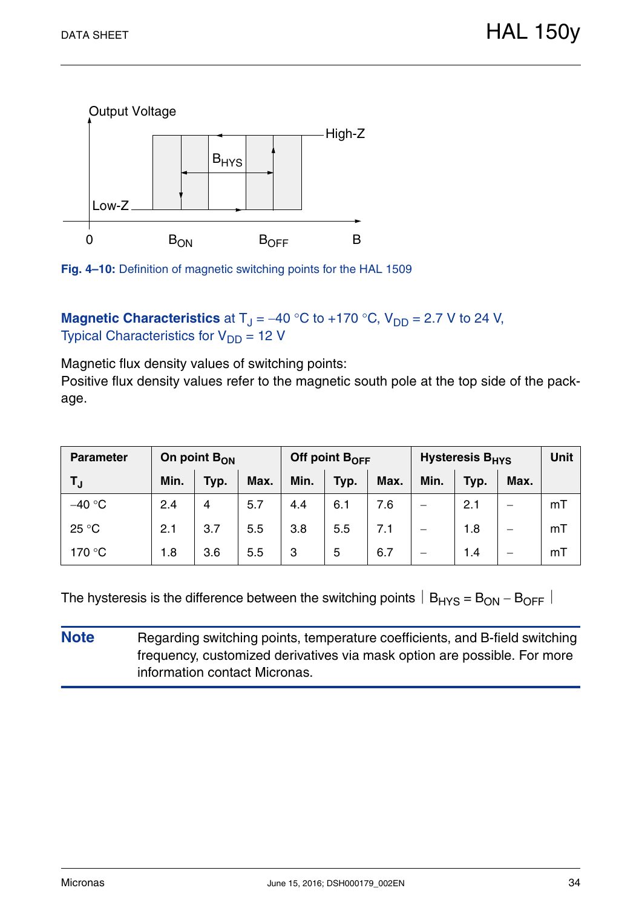Fig. 4–10: Definition of magnetic switching points for the HAL 1509

**Magnetic Characteristics** at $T_J$ = –40 °C to +170 °C, $V_{DD}$ = 2.7 V to 24 V,
Typical Characteristics for $V_{DD}$ = 12 V

Magnetic flux density values of switching points:
Positive flux density values refer to the magnetic south pole at the top side of the package.

| Parameter | On point $B_{ON}$ | | | Off point $B_{OFF}$ | | | Hysteresis $B_{HYS}$ | | | Unit |
|---|---|---|---|---|---|---|---|---|---|---|
| $T_J$ | Min. | Typ. | Max. | Min. | Typ. | Max. | Min. | Typ. | Max. | |
| –40 °C | 2.4 | 4 | 5.7 | 4.4 | 6.1 | 7.6 | – | 2.1 | – | mT |
| 25 °C | 2.1 | 3.7 | 5.5 | 3.8 | 5.5 | 7.1 | – | 1.8 | – | mT |
| 170 °C | 1.8 | 3.6 | 5.5 | 3 | 5 | 6.7 | – | 1.4 | – | mT |

The hysteresis is the difference between the switching points $| B_{HYS} = B_{ON} - B_{OFF} |$

**Note** Regarding switching points, temperature coefficients, and B-field switching frequency, customized derivatives via mask option are possible. For more information contact Micronas.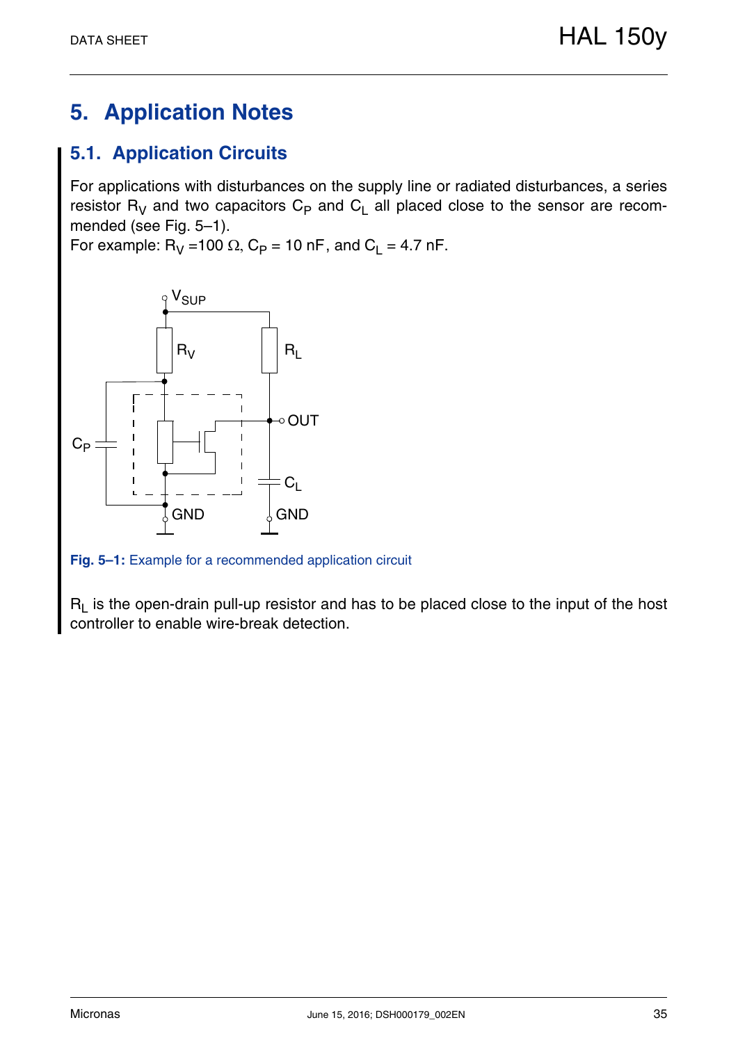# 5. Application Notes

## 5.1. Application Circuits

For applications with disturbances on the supply line or radiated disturbances, a series resistor $R_V$ and two capacitors $C_P$ and $C_L$ all placed close to the sensor are recommended (see Fig. 5–1).
For example: $R_V$ =100 Ω, $C_P$ = 10 nF, and $C_L$ = 4.7 nF.

**Fig. 5–1:** Example for a recommended application circuit

$R_L$ is the open-drain pull-up resistor and has to be placed close to the input of the host controller to enable wire-break detection.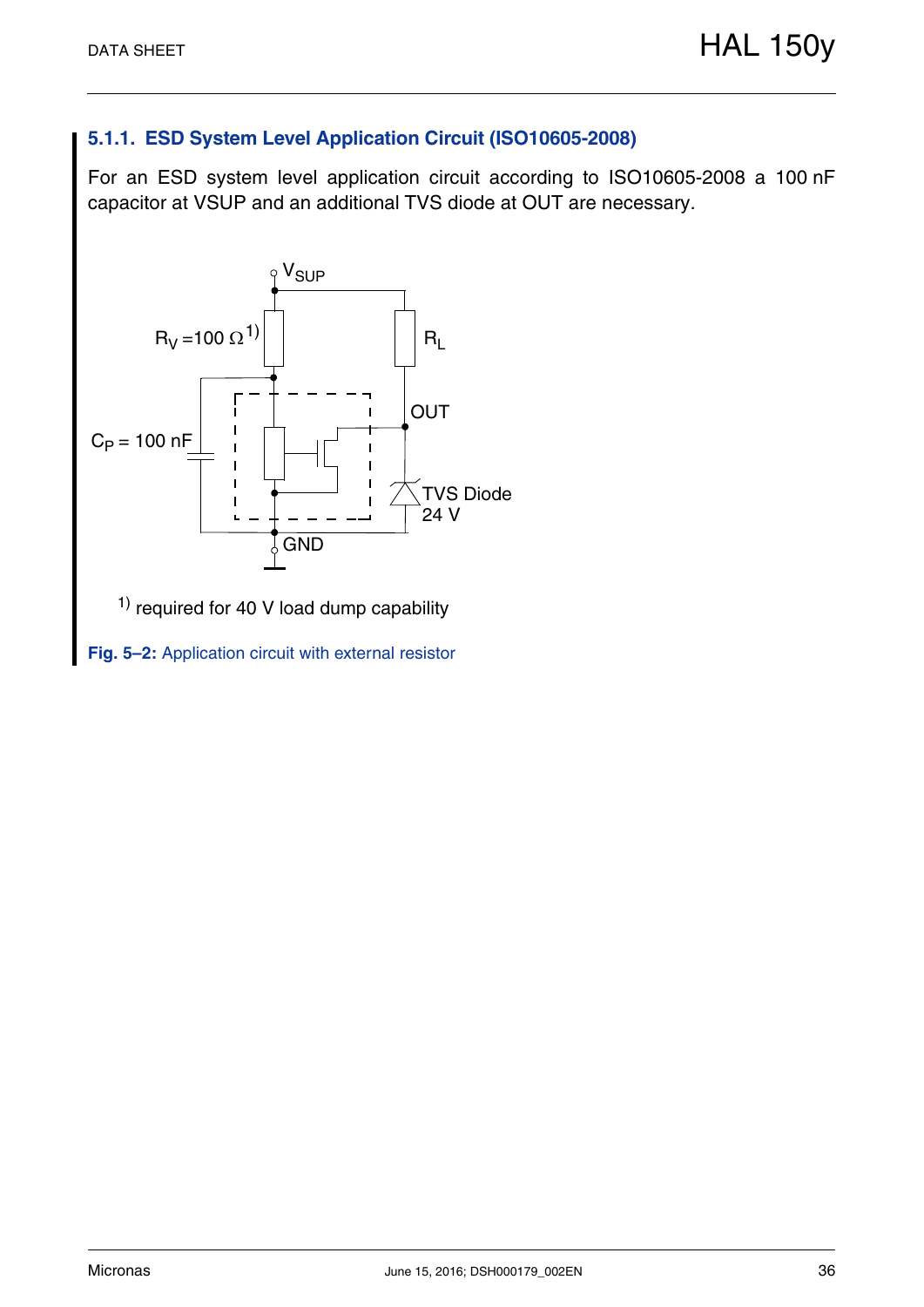### 5.1.1. ESD System Level Application Circuit (ISO10605-2008)

For an ESD system level application circuit according to ISO10605-2008 a 100 nF capacitor at VSUP and an additional TVS diode at OUT are necessary.

$V_{SUP}$

$R_V$ =100 Ω [1)]

$R_L$

OUT

$C_P$ = 100 nF

TVS Diode 24 V

GND

[1)] required for 40 V load dump capability

**Fig. 5–2:** Application circuit with external resistor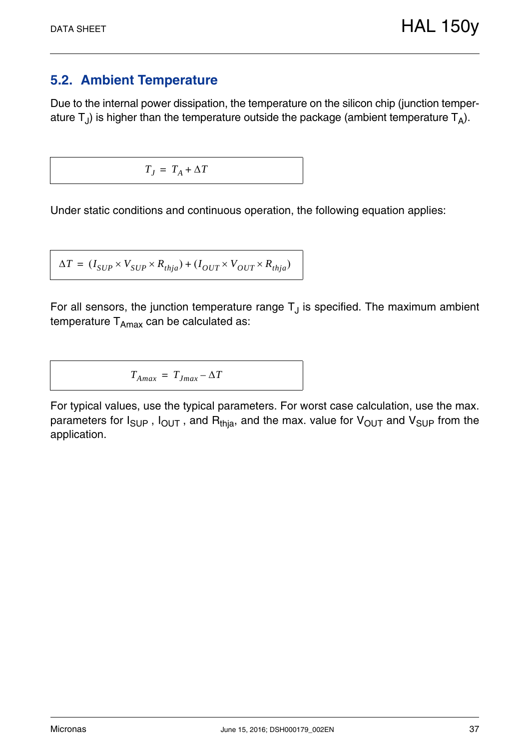## 5.2. Ambient Temperature

Due to the internal power dissipation, the temperature on the silicon chip (junction temperature $T_J$) is higher than the temperature outside the package (ambient temperature $T_A$).

$$T_J = T_A + \Delta T$$

Under static conditions and continuous operation, the following equation applies:

$$\Delta T = (I_{SUP} \times V_{SUP} \times R_{thja}) + (I_{OUT} \times V_{OUT} \times R_{thja})$$

For all sensors, the junction temperature range $T_J$ is specified. The maximum ambient temperature $T_{Amax}$ can be calculated as:

$$T_{Amax} = T_{Jmax} - \Delta T$$

For typical values, use the typical parameters. For worst case calculation, use the max. parameters for $I_{SUP}$ , $I_{OUT}$ , and $R_{thja}$, and the max. value for $V_{OUT}$ and $V_{SUP}$ from the application.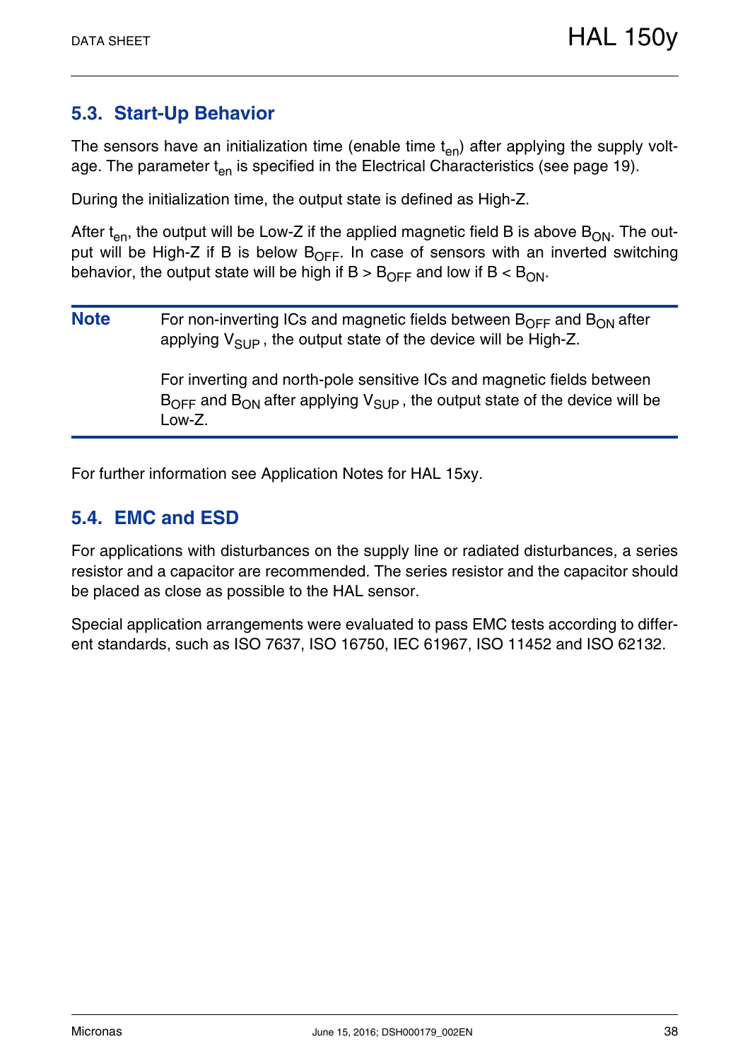## 5.3. Start-Up Behavior

The sensors have an initialization time (enable time $t_{en}$) after applying the supply voltage. The parameter $t_{en}$ is specified in the Electrical Characteristics (see page 19).

During the initialization time, the output state is defined as High-Z.

After $t_{en}$, the output will be Low-Z if the applied magnetic field B is above $B_{ON}$. The output will be High-Z if B is below $B_{OFF}$. In case of sensors with an inverted switching behavior, the output state will be high if B > $B_{OFF}$ and low if B < $B_{ON}$.

**Note** For non-inverting ICs and magnetic fields between $B_{OFF}$ and $B_{ON}$ after applying $V_{SUP}$, the output state of the device will be High-Z.

For inverting and north-pole sensitive ICs and magnetic fields between $B_{OFF}$ and $B_{ON}$ after applying $V_{SUP}$, the output state of the device will be Low-Z.

For further information see Application Notes for HAL 15xy.

## 5.4. EMC and ESD

For applications with disturbances on the supply line or radiated disturbances, a series resistor and a capacitor are recommended. The series resistor and the capacitor should be placed as close as possible to the HAL sensor.

Special application arrangements were evaluated to pass EMC tests according to different standards, such as ISO 7637, ISO 16750, IEC 61967, ISO 11452 and ISO 62132.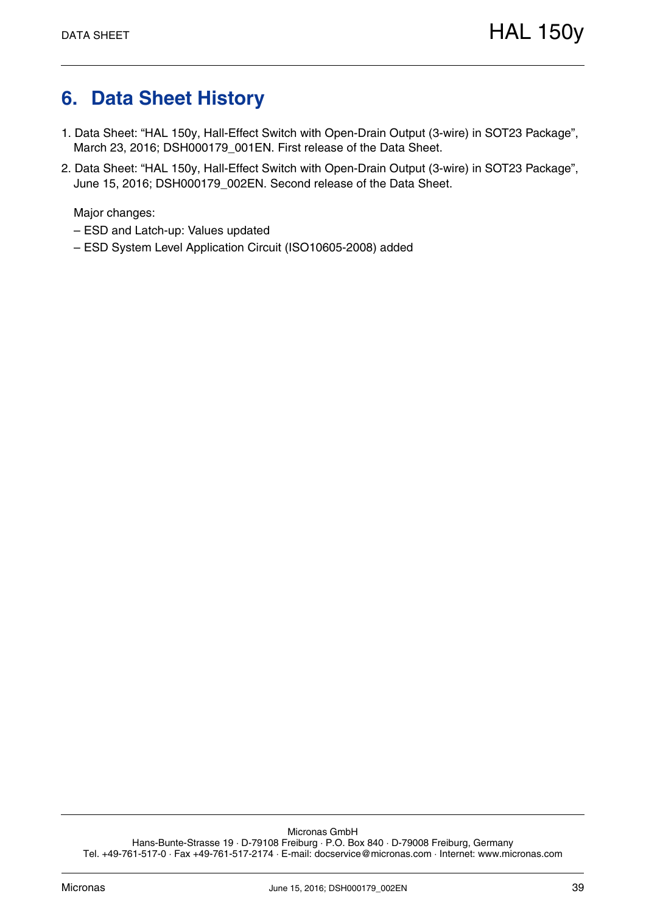# 6. Data Sheet History

1. Data Sheet: "HAL 150y, Hall-Effect Switch with Open-Drain Output (3-wire) in SOT23 Package", March 23, 2016; DSH000179_001EN. First release of the Data Sheet.
2. Data Sheet: "HAL 150y, Hall-Effect Switch with Open-Drain Output (3-wire) in SOT23 Package", June 15, 2016; DSH000179_002EN. Second release of the Data Sheet.

   Major changes:
   - ESD and Latch-up: Values updated
   - ESD System Level Application Circuit (ISO10605-2008) added

Micronas GmbH
Hans-Bunte-Strasse 19 · D-79108 Freiburg · P.O. Box 840 · D-79008 Freiburg, Germany
Tel. +49-761-517-0 · Fax +49-761-517-2174 · E-mail: docservice@micronas.com · Internet: www.micronas.com